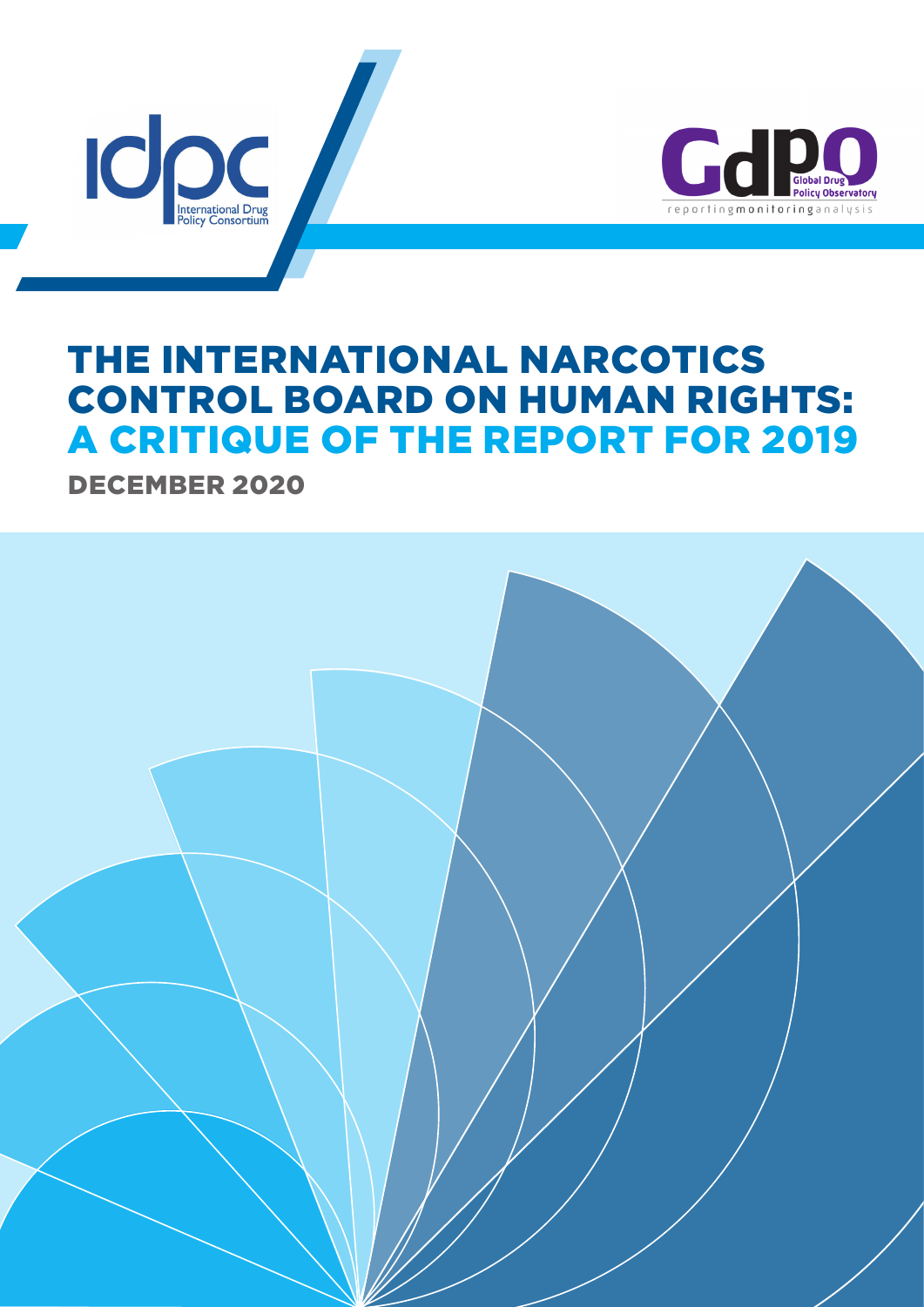idpc International Drug Policy Consortium

GDPO Global Drug Policy Observatory

reportingmonitoringanalysis

# THE INTERNATIONAL NARCOTICS CONTROL BOARD ON HUMAN RIGHTS: A CRITIQUE OF THE REPORT FOR 2019

## DECEMBER 2020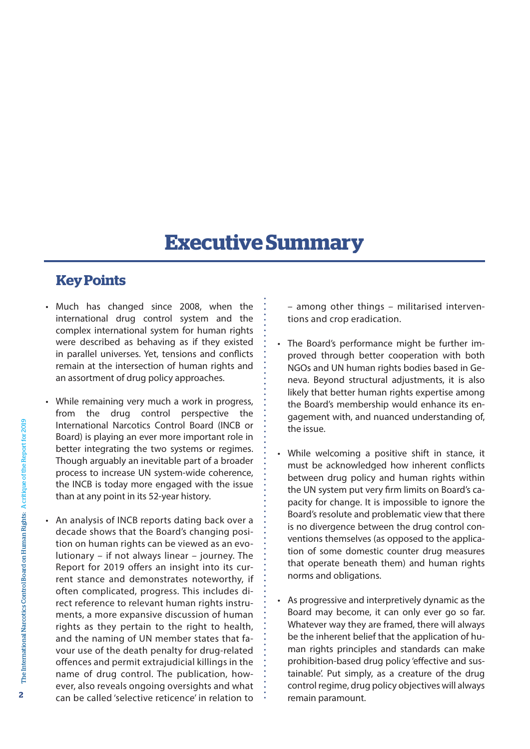# Executive Summary

## Key Points

- Much has changed since 2008, when the international drug control system and the complex international system for human rights were described as behaving as if they existed in parallel universes. Yet, tensions and conflicts remain at the intersection of human rights and an assortment of drug policy approaches.

- While remaining very much a work in progress, from the drug control perspective the International Narcotics Control Board (INCB or Board) is playing an ever more important role in better integrating the two systems or regimes. Though arguably an inevitable part of a broader process to increase UN system-wide coherence, the INCB is today more engaged with the issue than at any point in its 52-year history.

- An analysis of INCB reports dating back over a decade shows that the Board's changing position on human rights can be viewed as an evolutionary – if not always linear – journey. The Report for 2019 offers an insight into its current stance and demonstrates noteworthy, if often complicated, progress. This includes direct reference to relevant human rights instruments, a more expansive discussion of human rights as they pertain to the right to health, and the naming of UN member states that favour use of the death penalty for drug-related offences and permit extrajudicial killings in the name of drug control. The publication, however, also reveals ongoing oversights and what can be called 'selective reticence' in relation to – among other things – militarised interventions and crop eradication.

- The Board's performance might be further improved through better cooperation with both NGOs and UN human rights bodies based in Geneva. Beyond structural adjustments, it is also likely that better human rights expertise among the Board's membership would enhance its engagement with, and nuanced understanding of, the issue.

- While welcoming a positive shift in stance, it must be acknowledged how inherent conflicts between drug policy and human rights within the UN system put very firm limits on Board's capacity for change. It is impossible to ignore the Board's resolute and problematic view that there is no divergence between the drug control conventions themselves (as opposed to the application of some domestic counter drug measures that operate beneath them) and human rights norms and obligations.

- As progressive and interpretively dynamic as the Board may become, it can only ever go so far. Whatever way they are framed, there will always be the inherent belief that the application of human rights principles and standards can make prohibition-based drug policy 'effective and sustainable'. Put simply, as a creature of the drug control regime, drug policy objectives will always remain paramount.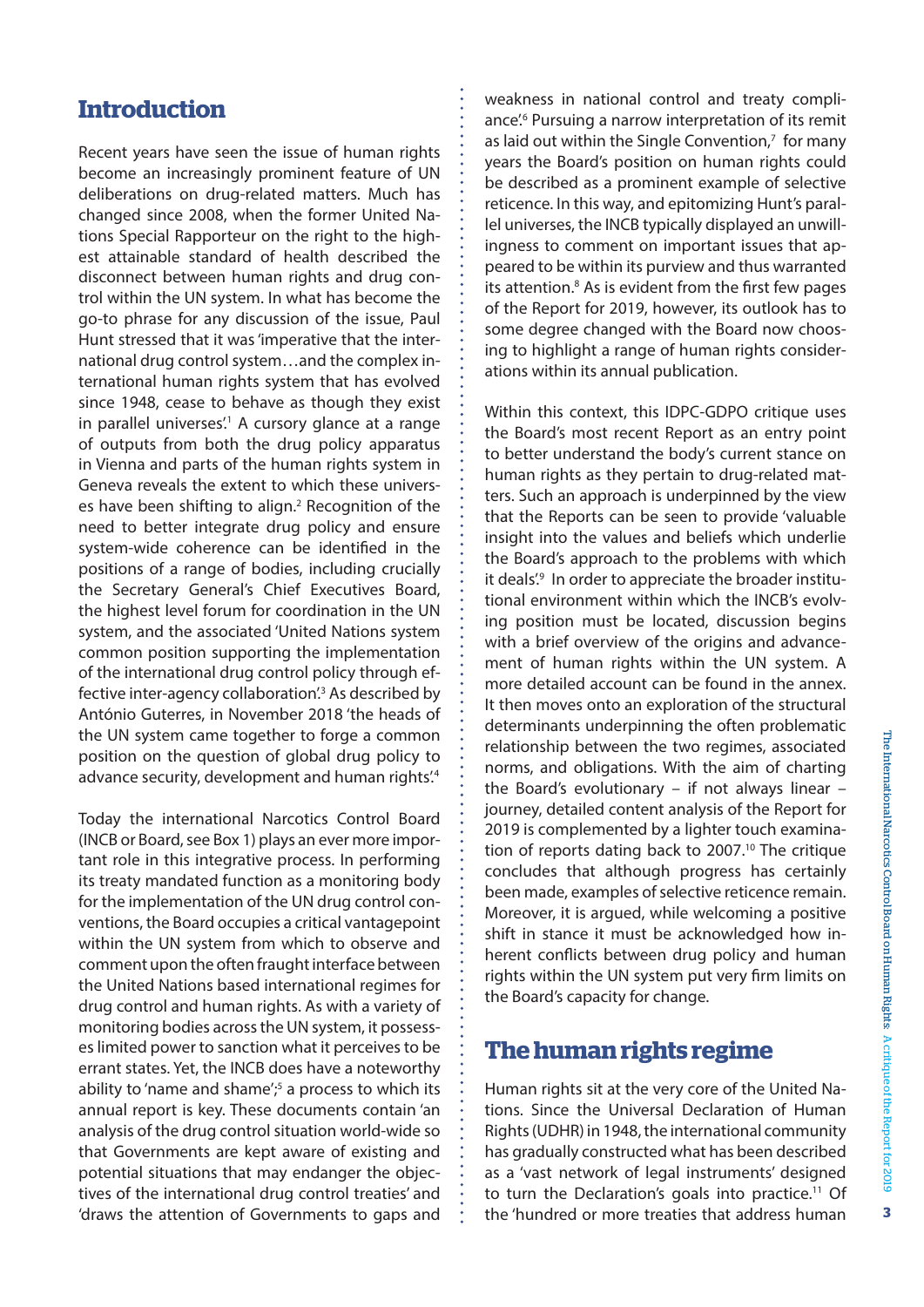## Introduction

Recent years have seen the issue of human rights become an increasingly prominent feature of UN deliberations on drug-related matters. Much has changed since 2008, when the former United Nations Special Rapporteur on the right to the highest attainable standard of health described the disconnect between human rights and drug control within the UN system. In what has become the go-to phrase for any discussion of the issue, Paul Hunt stressed that it was 'imperative that the international drug control system…and the complex international human rights system that has evolved since 1948, cease to behave as though they exist in parallel universes'.[1] A cursory glance at a range of outputs from both the drug policy apparatus in Vienna and parts of the human rights system in Geneva reveals the extent to which these universes have been shifting to align.[2] Recognition of the need to better integrate drug policy and ensure system-wide coherence can be identified in the positions of a range of bodies, including crucially the Secretary General's Chief Executives Board, the highest level forum for coordination in the UN system, and the associated 'United Nations system common position supporting the implementation of the international drug control policy through effective inter-agency collaboration'.[3] As described by António Guterres, in November 2018 'the heads of the UN system came together to forge a common position on the question of global drug policy to advance security, development and human rights'.[4]

Today the international Narcotics Control Board (INCB or Board, see Box 1) plays an ever more important role in this integrative process. In performing its treaty mandated function as a monitoring body for the implementation of the UN drug control conventions, the Board occupies a critical vantagepoint within the UN system from which to observe and comment upon the often fraught interface between the United Nations based international regimes for drug control and human rights. As with a variety of monitoring bodies across the UN system, it possesses limited power to sanction what it perceives to be errant states. Yet, the INCB does have a noteworthy ability to 'name and shame';[5] a process to which its annual report is key. These documents contain 'an analysis of the drug control situation world-wide so that Governments are kept aware of existing and potential situations that may endanger the objectives of the international drug control treaties' and 'draws the attention of Governments to gaps and weakness in national control and treaty compliance'.[6] Pursuing a narrow interpretation of its remit as laid out within the Single Convention,[7] for many years the Board's position on human rights could be described as a prominent example of selective reticence. In this way, and epitomizing Hunt's parallel universes, the INCB typically displayed an unwillingness to comment on important issues that appeared to be within its purview and thus warranted its attention.[8] As is evident from the first few pages of the Report for 2019, however, its outlook has to some degree changed with the Board now choosing to highlight a range of human rights considerations within its annual publication.

Within this context, this IDPC-GDPO critique uses the Board's most recent Report as an entry point to better understand the body's current stance on human rights as they pertain to drug-related matters. Such an approach is underpinned by the view that the Reports can be seen to provide 'valuable insight into the values and beliefs which underlie the Board's approach to the problems with which it deals'.[9] In order to appreciate the broader institutional environment within which the INCB's evolving position must be located, discussion begins with a brief overview of the origins and advancement of human rights within the UN system. A more detailed account can be found in the annex. It then moves onto an exploration of the structural determinants underpinning the often problematic relationship between the two regimes, associated norms, and obligations. With the aim of charting the Board's evolutionary – if not always linear – journey, detailed content analysis of the Report for 2019 is complemented by a lighter touch examination of reports dating back to 2007.[10] The critique concludes that although progress has certainly been made, examples of selective reticence remain. Moreover, it is argued, while welcoming a positive shift in stance it must be acknowledged how inherent conflicts between drug policy and human rights within the UN system put very firm limits on the Board's capacity for change.

## The human rights regime

Human rights sit at the very core of the United Nations. Since the Universal Declaration of Human Rights (UDHR) in 1948, the international community has gradually constructed what has been described as a 'vast network of legal instruments' designed to turn the Declaration's goals into practice.[11] Of the 'hundred or more treaties that address human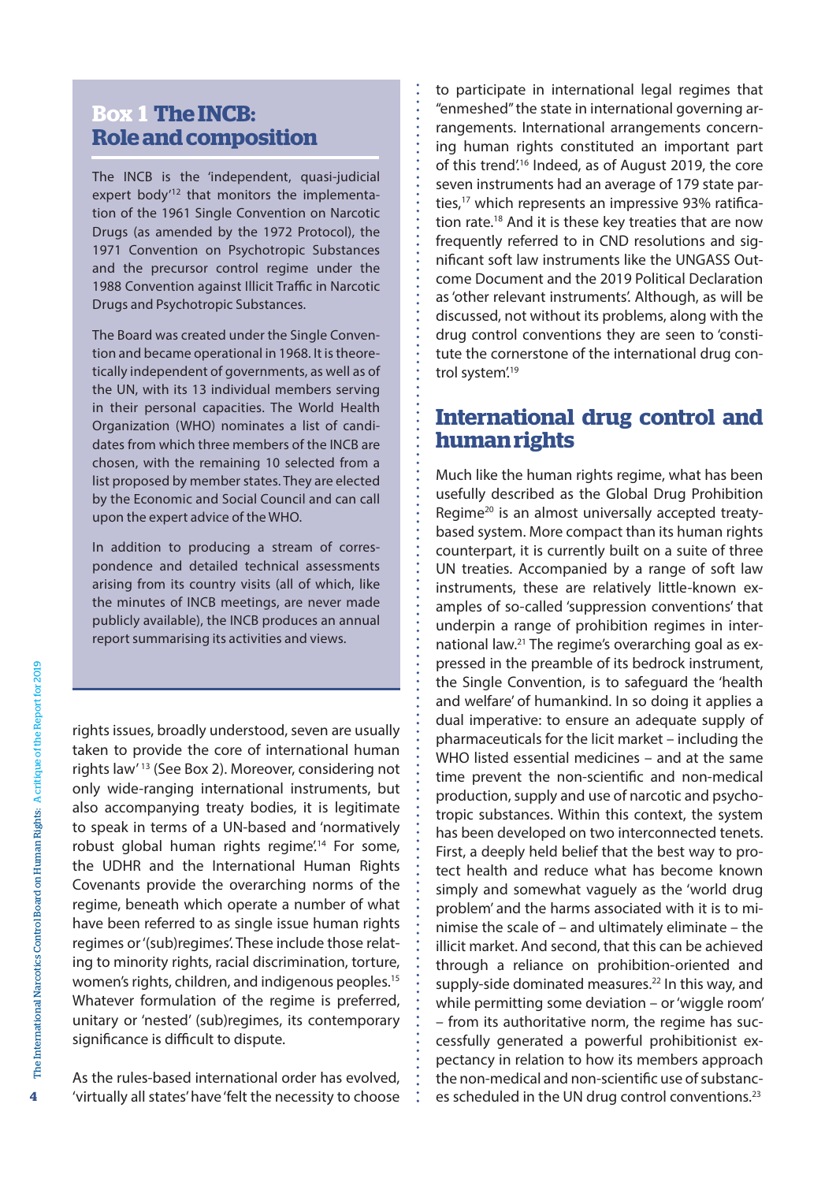## Box 1 The INCB: Role and composition

The INCB is the 'independent, quasi-judicial expert body'[12] that monitors the implementation of the 1961 Single Convention on Narcotic Drugs (as amended by the 1972 Protocol), the 1971 Convention on Psychotropic Substances and the precursor control regime under the 1988 Convention against Illicit Traffic in Narcotic Drugs and Psychotropic Substances.

The Board was created under the Single Convention and became operational in 1968. It is theoretically independent of governments, as well as of the UN, with its 13 individual members serving in their personal capacities. The World Health Organization (WHO) nominates a list of candidates from which three members of the INCB are chosen, with the remaining 10 selected from a list proposed by member states. They are elected by the Economic and Social Council and can call upon the expert advice of the WHO.

In addition to producing a stream of correspondence and detailed technical assessments arising from its country visits (all of which, like the minutes of INCB meetings, are never made publicly available), the INCB produces an annual report summarising its activities and views.

rights issues, broadly understood, seven are usually taken to provide the core of international human rights law'[13] (See Box 2). Moreover, considering not only wide-ranging international instruments, but also accompanying treaty bodies, it is legitimate to speak in terms of a UN-based and 'normatively robust global human rights regime'.[14] For some, the UDHR and the International Human Rights Covenants provide the overarching norms of the regime, beneath which operate a number of what have been referred to as single issue human rights regimes or '(sub)regimes'. These include those relating to minority rights, racial discrimination, torture, women's rights, children, and indigenous peoples.[15] Whatever formulation of the regime is preferred, unitary or 'nested' (sub)regimes, its contemporary significance is difficult to dispute.

As the rules-based international order has evolved, 'virtually all states' have 'felt the necessity to choose to participate in international legal regimes that "enmeshed" the state in international governing arrangements. International arrangements concerning human rights constituted an important part of this trend'.[16] Indeed, as of August 2019, the core seven instruments had an average of 179 state parties,[17] which represents an impressive 93% ratification rate.[18] And it is these key treaties that are now frequently referred to in CND resolutions and significant soft law instruments like the UNGASS Outcome Document and the 2019 Political Declaration as 'other relevant instruments'. Although, as will be discussed, not without its problems, along with the drug control conventions they are seen to 'constitute the cornerstone of the international drug control system'.[19]

## International drug control and human rights

Much like the human rights regime, what has been usefully described as the Global Drug Prohibition Regime[20] is an almost universally accepted treaty-based system. More compact than its human rights counterpart, it is currently built on a suite of three UN treaties. Accompanied by a range of soft law instruments, these are relatively little-known examples of so-called 'suppression conventions' that underpin a range of prohibition regimes in international law.[21] The regime's overarching goal as expressed in the preamble of its bedrock instrument, the Single Convention, is to safeguard the 'health and welfare' of humankind. In so doing it applies a dual imperative: to ensure an adequate supply of pharmaceuticals for the licit market – including the WHO listed essential medicines – and at the same time prevent the non-scientific and non-medical production, supply and use of narcotic and psychotropic substances. Within this context, the system has been developed on two interconnected tenets. First, a deeply held belief that the best way to protect health and reduce what has become known simply and somewhat vaguely as the 'world drug problem' and the harms associated with it is to minimise the scale of – and ultimately eliminate – the illicit market. And second, that this can be achieved through a reliance on prohibition-oriented and supply-side dominated measures.[22] In this way, and while permitting some deviation – or 'wiggle room' – from its authoritative norm, the regime has successfully generated a powerful prohibitionist expectancy in relation to how its members approach the non-medical and non-scientific use of substances scheduled in the UN drug control conventions.[23]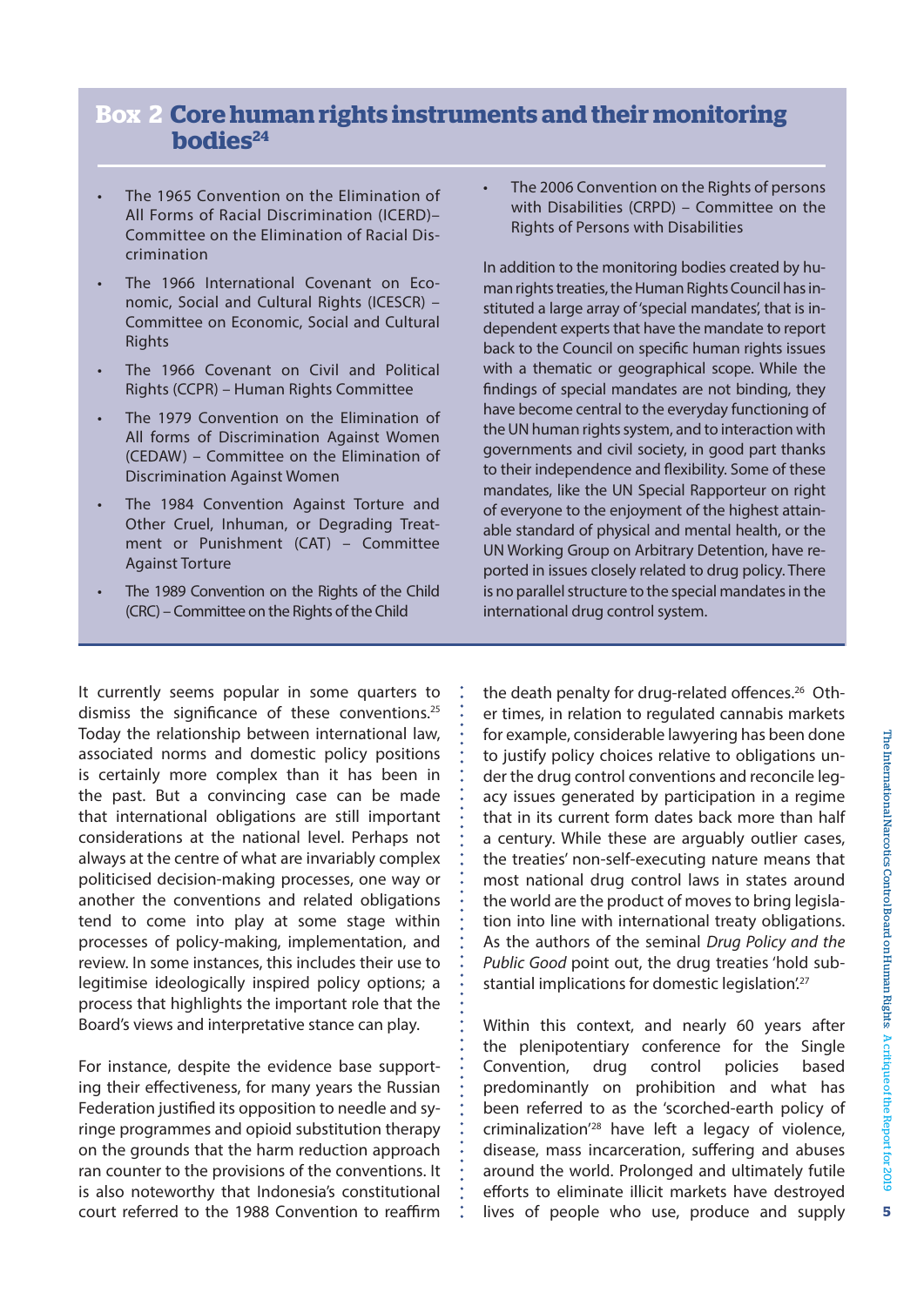## Box 2 Core human rights instruments and their monitoring bodies[24]

- The 1965 Convention on the Elimination of All Forms of Racial Discrimination (ICERD)– Committee on the Elimination of Racial Discrimination
- The 1966 International Covenant on Economic, Social and Cultural Rights (ICESCR) – Committee on Economic, Social and Cultural Rights
- The 1966 Covenant on Civil and Political Rights (CCPR) – Human Rights Committee
- The 1979 Convention on the Elimination of All forms of Discrimination Against Women (CEDAW) – Committee on the Elimination of Discrimination Against Women
- The 1984 Convention Against Torture and Other Cruel, Inhuman, or Degrading Treatment or Punishment (CAT) – Committee Against Torture
- The 1989 Convention on the Rights of the Child (CRC) – Committee on the Rights of the Child
- The 2006 Convention on the Rights of persons with Disabilities (CRPD) – Committee on the Rights of Persons with Disabilities

In addition to the monitoring bodies created by human rights treaties, the Human Rights Council has instituted a large array of 'special mandates', that is independent experts that have the mandate to report back to the Council on specific human rights issues with a thematic or geographical scope. While the findings of special mandates are not binding, they have become central to the everyday functioning of the UN human rights system, and to interaction with governments and civil society, in good part thanks to their independence and flexibility. Some of these mandates, like the UN Special Rapporteur on right of everyone to the enjoyment of the highest attainable standard of physical and mental health, or the UN Working Group on Arbitrary Detention, have reported in issues closely related to drug policy. There is no parallel structure to the special mandates in the international drug control system.

It currently seems popular in some quarters to dismiss the significance of these conventions.[25] Today the relationship between international law, associated norms and domestic policy positions is certainly more complex than it has been in the past. But a convincing case can be made that international obligations are still important considerations at the national level. Perhaps not always at the centre of what are invariably complex politicised decision-making processes, one way or another the conventions and related obligations tend to come into play at some stage within processes of policy-making, implementation, and review. In some instances, this includes their use to legitimise ideologically inspired policy options; a process that highlights the important role that the Board's views and interpretative stance can play.

For instance, despite the evidence base supporting their effectiveness, for many years the Russian Federation justified its opposition to needle and syringe programmes and opioid substitution therapy on the grounds that the harm reduction approach ran counter to the provisions of the conventions. It is also noteworthy that Indonesia's constitutional court referred to the 1988 Convention to reaffirm the death penalty for drug-related offences.[26] Other times, in relation to regulated cannabis markets for example, considerable lawyering has been done to justify policy choices relative to obligations under the drug control conventions and reconcile legacy issues generated by participation in a regime that in its current form dates back more than half a century. While these are arguably outlier cases, the treaties' non-self-executing nature means that most national drug control laws in states around the world are the product of moves to bring legislation into line with international treaty obligations. As the authors of the seminal *Drug Policy and the Public Good* point out, the drug treaties 'hold substantial implications for domestic legislation'.[27]

Within this context, and nearly 60 years after the plenipotentiary conference for the Single Convention, drug control policies based predominantly on prohibition and what has been referred to as the 'scorched-earth policy of criminalization'[28] have left a legacy of violence, disease, mass incarceration, suffering and abuses around the world. Prolonged and ultimately futile efforts to eliminate illicit markets have destroyed lives of people who use, produce and supply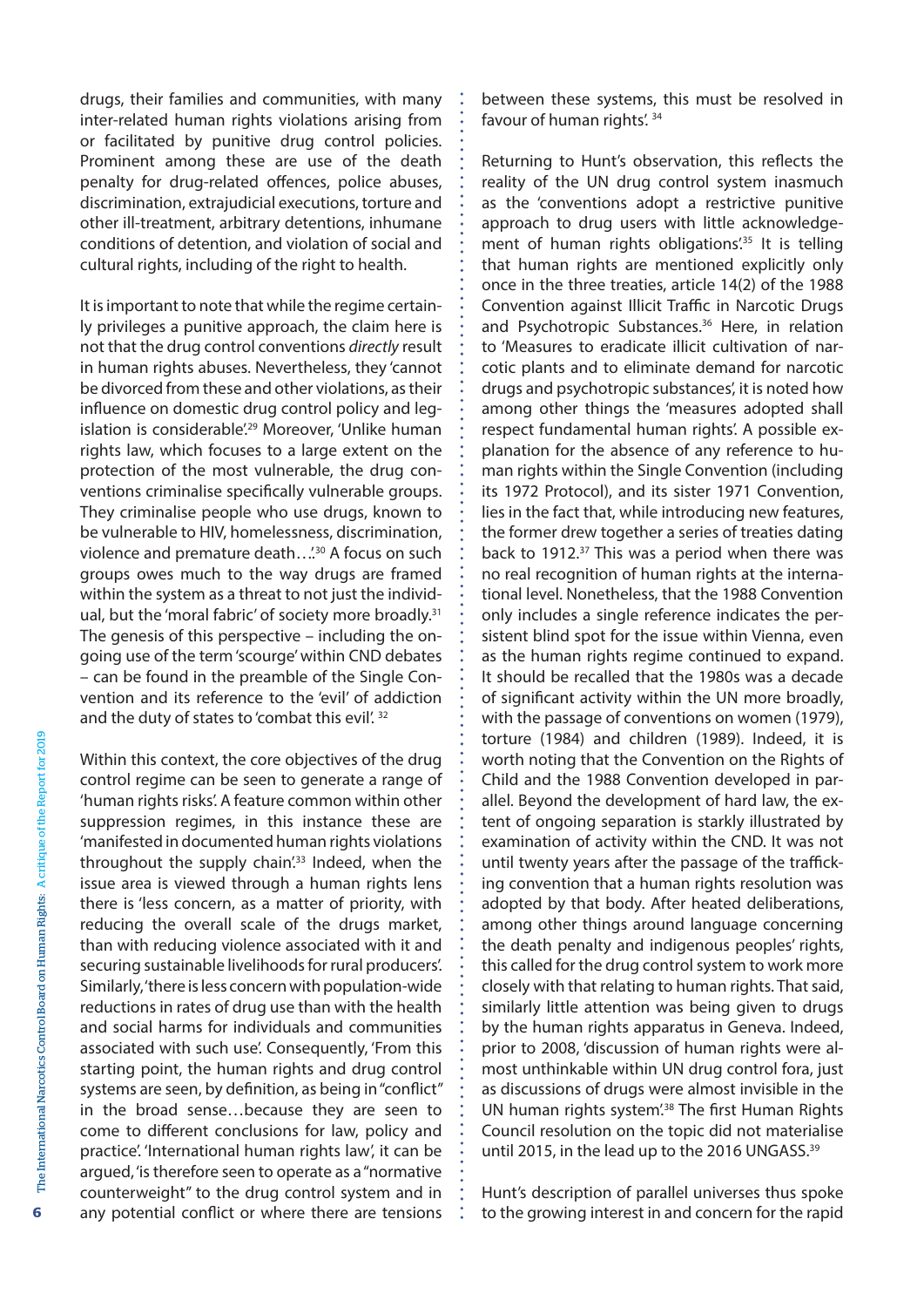drugs, their families and communities, with many inter-related human rights violations arising from or facilitated by punitive drug control policies. Prominent among these are use of the death penalty for drug-related offences, police abuses, discrimination, extrajudicial executions, torture and other ill-treatment, arbitrary detentions, inhumane conditions of detention, and violation of social and cultural rights, including of the right to health.

It is important to note that while the regime certainly privileges a punitive approach, the claim here is not that the drug control conventions *directly* result in human rights abuses. Nevertheless, they 'cannot be divorced from these and other violations, as their influence on domestic drug control policy and legislation is considerable'.[29] Moreover, 'Unlike human rights law, which focuses to a large extent on the protection of the most vulnerable, the drug conventions criminalise specifically vulnerable groups. They criminalise people who use drugs, known to be vulnerable to HIV, homelessness, discrimination, violence and premature death…'.[30] A focus on such groups owes much to the way drugs are framed within the system as a threat to not just the individual, but the 'moral fabric' of society more broadly.[31] The genesis of this perspective – including the ongoing use of the term 'scourge' within CND debates – can be found in the preamble of the Single Convention and its reference to the 'evil' of addiction and the duty of states to 'combat this evil'.[32]

Within this context, the core objectives of the drug control regime can be seen to generate a range of 'human rights risks'. A feature common within other suppression regimes, in this instance these are 'manifested in documented human rights violations throughout the supply chain'.[33] Indeed, when the issue area is viewed through a human rights lens there is 'less concern, as a matter of priority, with reducing the overall scale of the drugs market, than with reducing violence associated with it and securing sustainable livelihoods for rural producers'. Similarly, 'there is less concern with population-wide reductions in rates of drug use than with the health and social harms for individuals and communities associated with such use'. Consequently, 'From this starting point, the human rights and drug control systems are seen, by definition, as being in "conflict" in the broad sense…because they are seen to come to different conclusions for law, policy and practice'. 'International human rights law', it can be argued, 'is therefore seen to operate as a "normative counterweight" to the drug control system and in any potential conflict or where there are tensions between these systems, this must be resolved in favour of human rights'.[34]

Returning to Hunt's observation, this reflects the reality of the UN drug control system inasmuch as the 'conventions adopt a restrictive punitive approach to drug users with little acknowledgement of human rights obligations'.[35] It is telling that human rights are mentioned explicitly only once in the three treaties, article 14(2) of the 1988 Convention against Illicit Traffic in Narcotic Drugs and Psychotropic Substances.[36] Here, in relation to 'Measures to eradicate illicit cultivation of narcotic plants and to eliminate demand for narcotic drugs and psychotropic substances', it is noted how among other things the 'measures adopted shall respect fundamental human rights'. A possible explanation for the absence of any reference to human rights within the Single Convention (including its 1972 Protocol), and its sister 1971 Convention, lies in the fact that, while introducing new features, the former drew together a series of treaties dating back to 1912.[37] This was a period when there was no real recognition of human rights at the international level. Nonetheless, that the 1988 Convention only includes a single reference indicates the persistent blind spot for the issue within Vienna, even as the human rights regime continued to expand. It should be recalled that the 1980s was a decade of significant activity within the UN more broadly, with the passage of conventions on women (1979), torture (1984) and children (1989). Indeed, it is worth noting that the Convention on the Rights of Child and the 1988 Convention developed in parallel. Beyond the development of hard law, the extent of ongoing separation is starkly illustrated by examination of activity within the CND. It was not until twenty years after the passage of the trafficking convention that a human rights resolution was adopted by that body. After heated deliberations, among other things around language concerning the death penalty and indigenous peoples' rights, this called for the drug control system to work more closely with that relating to human rights. That said, similarly little attention was being given to drugs by the human rights apparatus in Geneva. Indeed, prior to 2008, 'discussion of human rights were almost unthinkable within UN drug control fora, just as discussions of drugs were almost invisible in the UN human rights system'.[38] The first Human Rights Council resolution on the topic did not materialise until 2015, in the lead up to the 2016 UNGASS.[39]

Hunt's description of parallel universes thus spoke to the growing interest in and concern for the rapid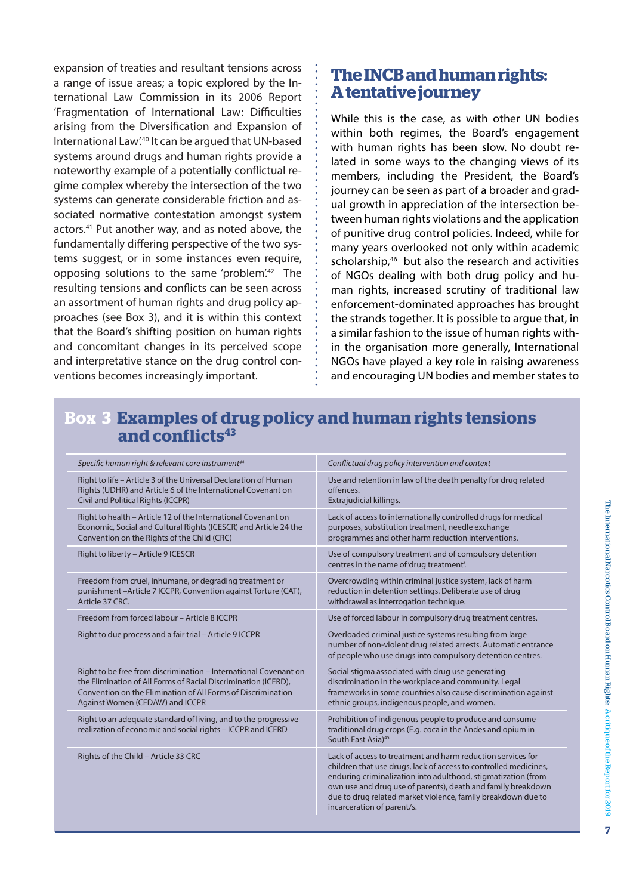expansion of treaties and resultant tensions across a range of issue areas; a topic explored by the International Law Commission in its 2006 Report 'Fragmentation of International Law: Difficulties arising from the Diversification and Expansion of International Law'.[40] It can be argued that UN-based systems around drugs and human rights provide a noteworthy example of a potentially conflictual regime complex whereby the intersection of the two systems can generate considerable friction and associated normative contestation amongst system actors.[41] Put another way, and as noted above, the fundamentally differing perspective of the two systems suggest, or in some instances even require, opposing solutions to the same 'problem'.[42] The resulting tensions and conflicts can be seen across an assortment of human rights and drug policy approaches (see Box 3), and it is within this context that the Board's shifting position on human rights and concomitant changes in its perceived scope and interpretative stance on the drug control conventions becomes increasingly important.

## The INCB and human rights: A tentative journey

While this is the case, as with other UN bodies within both regimes, the Board's engagement with human rights has been slow. No doubt related in some ways to the changing views of its members, including the President, the Board's journey can be seen as part of a broader and gradual growth in appreciation of the intersection between human rights violations and the application of punitive drug control policies. Indeed, while for many years overlooked not only within academic scholarship,[46] but also the research and activities of NGOs dealing with both drug policy and human rights, increased scrutiny of traditional law enforcement-dominated approaches has brought the strands together. It is possible to argue that, in a similar fashion to the issue of human rights within the organisation more generally, International NGOs have played a key role in raising awareness and encouraging UN bodies and member states to

## Box 3 Examples of drug policy and human rights tensions and conflicts[43]

| *Specific human right & relevant core instrument*[44] | *Conflictual drug policy intervention and context* |
|---|---|
| Right to life – Article 3 of the Universal Declaration of Human Rights (UDHR) and Article 6 of the International Covenant on Civil and Political Rights (ICCPR) | Use and retention in law of the death penalty for drug related offences.<br>Extrajudicial killings. |
| Right to health – Article 12 of the International Covenant on Economic, Social and Cultural Rights (ICESCR) and Article 24 the Convention on the Rights of the Child (CRC) | Lack of access to internationally controlled drugs for medical purposes, substitution treatment, needle exchange programmes and other harm reduction interventions. |
| Right to liberty – Article 9 ICESCR | Use of compulsory treatment and of compulsory detention centres in the name of 'drug treatment'. |
| Freedom from cruel, inhumane, or degrading treatment or punishment –Article 7 ICCPR, Convention against Torture (CAT), Article 37 CRC. | Overcrowding within criminal justice system, lack of harm reduction in detention settings. Deliberate use of drug withdrawal as interrogation technique. |
| Freedom from forced labour – Article 8 ICCPR | Use of forced labour in compulsory drug treatment centres. |
| Right to due process and a fair trial – Article 9 ICCPR | Overloaded criminal justice systems resulting from large number of non-violent drug related arrests. Automatic entrance of people who use drugs into compulsory detention centres. |
| Right to be free from discrimination – International Covenant on the Elimination of All Forms of Racial Discrimination (ICERD), Convention on the Elimination of All Forms of Discrimination Against Women (CEDAW) and ICCPR | Social stigma associated with drug use generating discrimination in the workplace and community. Legal frameworks in some countries also cause discrimination against ethnic groups, indigenous people, and women. |
| Right to an adequate standard of living, and to the progressive realization of economic and social rights – ICCPR and ICERD | Prohibition of indigenous people to produce and consume traditional drug crops (E.g. coca in the Andes and opium in South East Asia)[45] |
| Rights of the Child – Article 33 CRC | Lack of access to treatment and harm reduction services for children that use drugs, lack of access to controlled medicines, enduring criminalization into adulthood, stigmatization (from own use and drug use of parents), death and family breakdown due to drug related market violence, family breakdown due to incarceration of parent/s. |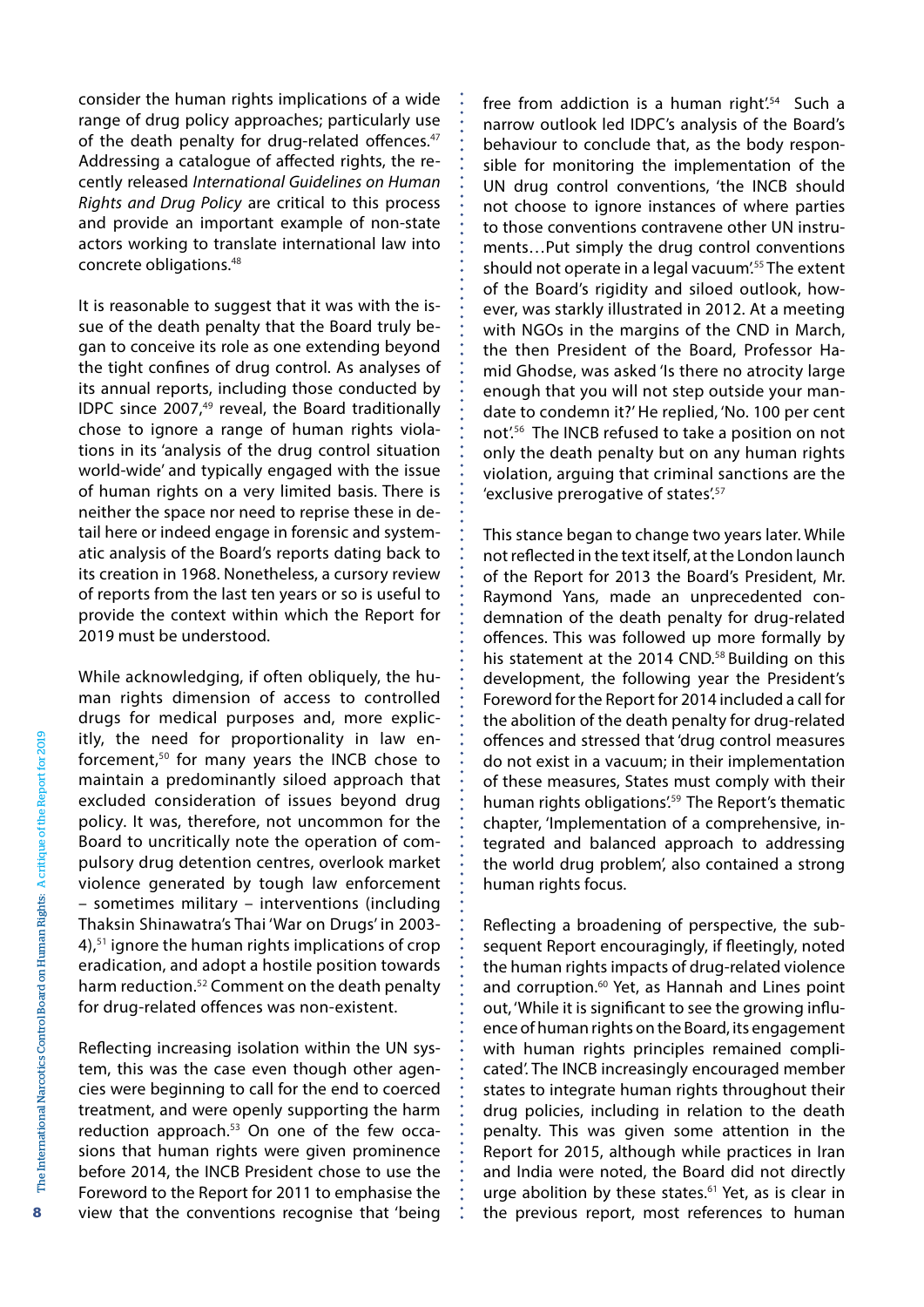consider the human rights implications of a wide range of drug policy approaches; particularly use of the death penalty for drug-related offences.[47] Addressing a catalogue of affected rights, the recently released *International Guidelines on Human Rights and Drug Policy* are critical to this process and provide an important example of non-state actors working to translate international law into concrete obligations.[48]

It is reasonable to suggest that it was with the issue of the death penalty that the Board truly began to conceive its role as one extending beyond the tight confines of drug control. As analyses of its annual reports, including those conducted by IDPC since 2007,[49] reveal, the Board traditionally chose to ignore a range of human rights violations in its 'analysis of the drug control situation world-wide' and typically engaged with the issue of human rights on a very limited basis. There is neither the space nor need to reprise these in detail here or indeed engage in forensic and systematic analysis of the Board's reports dating back to its creation in 1968. Nonetheless, a cursory review of reports from the last ten years or so is useful to provide the context within which the Report for 2019 must be understood.

While acknowledging, if often obliquely, the human rights dimension of access to controlled drugs for medical purposes and, more explicitly, the need for proportionality in law enforcement,[50] for many years the INCB chose to maintain a predominantly siloed approach that excluded consideration of issues beyond drug policy. It was, therefore, not uncommon for the Board to uncritically note the operation of compulsory drug detention centres, overlook market violence generated by tough law enforcement – sometimes military – interventions (including Thaksin Shinawatra's Thai 'War on Drugs' in 2003-4),[51] ignore the human rights implications of crop eradication, and adopt a hostile position towards harm reduction.[52] Comment on the death penalty for drug-related offences was non-existent.

Reflecting increasing isolation within the UN system, this was the case even though other agencies were beginning to call for the end to coerced treatment, and were openly supporting the harm reduction approach.[53] On one of the few occasions that human rights were given prominence before 2014, the INCB President chose to use the Foreword to the Report for 2011 to emphasise the view that the conventions recognise that 'being free from addiction is a human right'.[54] Such a narrow outlook led IDPC's analysis of the Board's behaviour to conclude that, as the body responsible for monitoring the implementation of the UN drug control conventions, 'the INCB should not choose to ignore instances of where parties to those conventions contravene other UN instruments…Put simply the drug control conventions should not operate in a legal vacuum'.[55] The extent of the Board's rigidity and siloed outlook, however, was starkly illustrated in 2012. At a meeting with NGOs in the margins of the CND in March, the then President of the Board, Professor Hamid Ghodse, was asked 'Is there no atrocity large enough that you will not step outside your mandate to condemn it?' He replied, 'No. 100 per cent not'.[56] The INCB refused to take a position on not only the death penalty but on any human rights violation, arguing that criminal sanctions are the 'exclusive prerogative of states'.[57]

This stance began to change two years later. While not reflected in the text itself, at the London launch of the Report for 2013 the Board's President, Mr. Raymond Yans, made an unprecedented condemnation of the death penalty for drug-related offences. This was followed up more formally by his statement at the 2014 CND.[58] Building on this development, the following year the President's Foreword for the Report for 2014 included a call for the abolition of the death penalty for drug-related offences and stressed that 'drug control measures do not exist in a vacuum; in their implementation of these measures, States must comply with their human rights obligations'.[59] The Report's thematic chapter, 'Implementation of a comprehensive, integrated and balanced approach to addressing the world drug problem', also contained a strong human rights focus.

Reflecting a broadening of perspective, the subsequent Report encouragingly, if fleetingly, noted the human rights impacts of drug-related violence and corruption.[60] Yet, as Hannah and Lines point out, 'While it is significant to see the growing influence of human rights on the Board, its engagement with human rights principles remained complicated'. The INCB increasingly encouraged member states to integrate human rights throughout their drug policies, including in relation to the death penalty. This was given some attention in the Report for 2015, although while practices in Iran and India were noted, the Board did not directly urge abolition by these states.[61] Yet, as is clear in the previous report, most references to human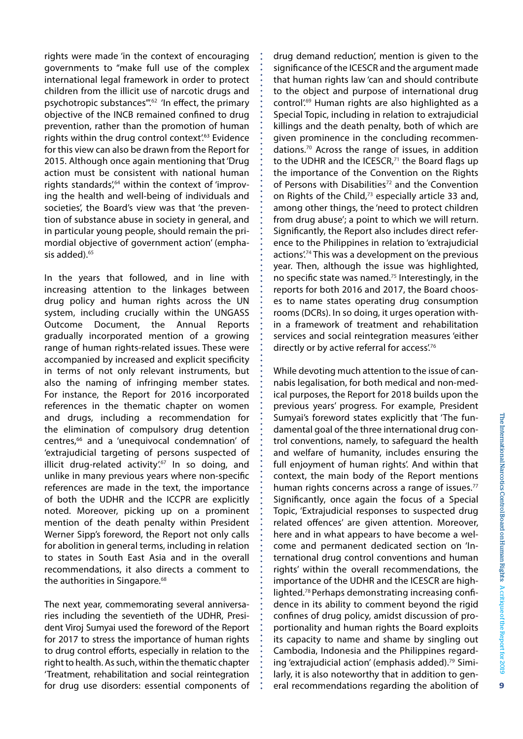rights were made 'in the context of encouraging governments to "make full use of the complex international legal framework in order to protect children from the illicit use of narcotic drugs and psychotropic substances"'.[62] 'In effect, the primary objective of the INCB remained confined to drug prevention, rather than the promotion of human rights within the drug control context'.[63] Evidence for this view can also be drawn from the Report for 2015. Although once again mentioning that 'Drug action must be consistent with national human rights standards',[64] within the context of 'improving the health and well-being of individuals and societies', the Board's view was that 'the prevention of substance abuse in society in general, and in particular young people, should remain the primordial objective of government action' (emphasis added).[65]

In the years that followed, and in line with increasing attention to the linkages between drug policy and human rights across the UN system, including crucially within the UNGASS Outcome Document, the Annual Reports gradually incorporated mention of a growing range of human rights-related issues. These were accompanied by increased and explicit specificity in terms of not only relevant instruments, but also the naming of infringing member states. For instance, the Report for 2016 incorporated references in the thematic chapter on women and drugs, including a recommendation for the elimination of compulsory drug detention centres,[66] and a 'unequivocal condemnation' of 'extrajudicial targeting of persons suspected of illicit drug-related activity'.[67] In so doing, and unlike in many previous years where non-specific references are made in the text, the importance of both the UDHR and the ICCPR are explicitly noted. Moreover, picking up on a prominent mention of the death penalty within President Werner Sipp's foreword, the Report not only calls for abolition in general terms, including in relation to states in South East Asia and in the overall recommendations, it also directs a comment to the authorities in Singapore.[68]

The next year, commemorating several anniversaries including the seventieth of the UDHR, President Viroj Sumyai used the foreword of the Report for 2017 to stress the importance of human rights to drug control efforts, especially in relation to the right to health. As such, within the thematic chapter 'Treatment, rehabilitation and social reintegration for drug use disorders: essential components of drug demand reduction', mention is given to the significance of the ICESCR and the argument made that human rights law 'can and should contribute to the object and purpose of international drug control'.[69] Human rights are also highlighted as a Special Topic, including in relation to extrajudicial killings and the death penalty, both of which are given prominence in the concluding recommendations.[70] Across the range of issues, in addition to the UDHR and the ICESCR,[71] the Board flags up the importance of the Convention on the Rights of Persons with Disabilities[72] and the Convention on Rights of the Child,[73] especially article 33 and, among other things, the 'need to protect children from drug abuse'; a point to which we will return. Significantly, the Report also includes direct reference to the Philippines in relation to 'extrajudicial actions'.[74] This was a development on the previous year. Then, although the issue was highlighted, no specific state was named.[75] Interestingly, in the reports for both 2016 and 2017, the Board chooses to name states operating drug consumption rooms (DCRs). In so doing, it urges operation within a framework of treatment and rehabilitation services and social reintegration measures 'either directly or by active referral for access'.[76]

While devoting much attention to the issue of cannabis legalisation, for both medical and non-medical purposes, the Report for 2018 builds upon the previous years' progress. For example, President Sumyai's foreword states explicitly that 'The fundamental goal of the three international drug control conventions, namely, to safeguard the health and welfare of humanity, includes ensuring the full enjoyment of human rights'. And within that context, the main body of the Report mentions human rights concerns across a range of issues.[77] Significantly, once again the focus of a Special Topic, 'Extrajudicial responses to suspected drug related offences' are given attention. Moreover, here and in what appears to have become a welcome and permanent dedicated section on 'International drug control conventions and human rights' within the overall recommendations, the importance of the UDHR and the ICESCR are highlighted.[78] Perhaps demonstrating increasing confidence in its ability to comment beyond the rigid confines of drug policy, amidst discussion of proportionality and human rights the Board exploits its capacity to name and shame by singling out Cambodia, Indonesia and the Philippines regarding 'extrajudicial action' (emphasis added).[79] Similarly, it is also noteworthy that in addition to general recommendations regarding the abolition of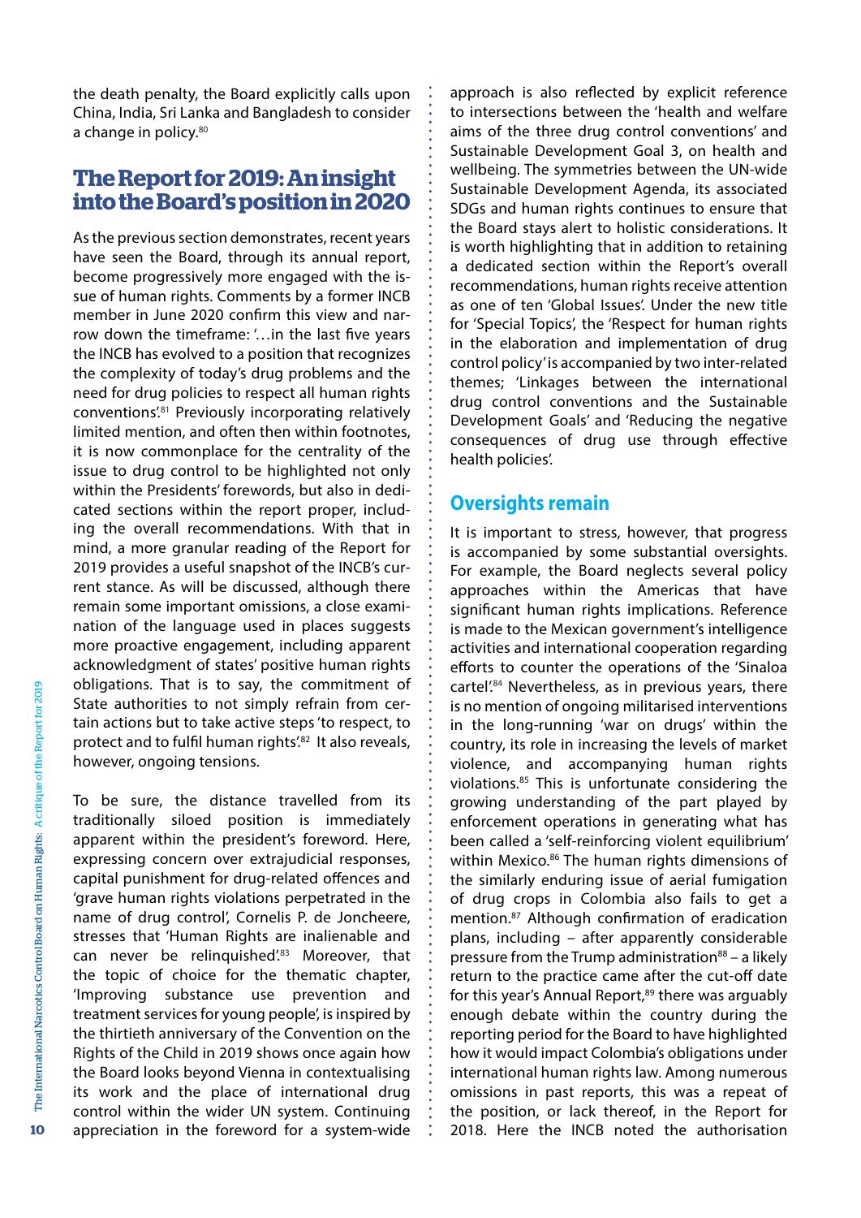the death penalty, the Board explicitly calls upon China, India, Sri Lanka and Bangladesh to consider a change in policy.[80]

## The Report for 2019: An insight into the Board's position in 2020

As the previous section demonstrates, recent years have seen the Board, through its annual report, become progressively more engaged with the issue of human rights. Comments by a former INCB member in June 2020 confirm this view and narrow down the timeframe: '…in the last five years the INCB has evolved to a position that recognizes the complexity of today's drug problems and the need for drug policies to respect all human rights conventions'.[81] Previously incorporating relatively limited mention, and often then within footnotes, it is now commonplace for the centrality of the issue to drug control to be highlighted not only within the Presidents' forewords, but also in dedicated sections within the report proper, including the overall recommendations. With that in mind, a more granular reading of the Report for 2019 provides a useful snapshot of the INCB's current stance. As will be discussed, although there remain some important omissions, a close examination of the language used in places suggests more proactive engagement, including apparent acknowledgment of states' positive human rights obligations. That is to say, the commitment of State authorities to not simply refrain from certain actions but to take active steps 'to respect, to protect and to fulfil human rights'.[82] It also reveals, however, ongoing tensions.

To be sure, the distance travelled from its traditionally siloed position is immediately apparent within the president's foreword. Here, expressing concern over extrajudicial responses, capital punishment for drug-related offences and 'grave human rights violations perpetrated in the name of drug control', Cornelis P. de Joncheere, stresses that 'Human Rights are inalienable and can never be relinquished'.[83] Moreover, that the topic of choice for the thematic chapter, 'Improving substance use prevention and treatment services for young people', is inspired by the thirtieth anniversary of the Convention on the Rights of the Child in 2019 shows once again how the Board looks beyond Vienna in contextualising its work and the place of international drug control within the wider UN system. Continuing appreciation in the foreword for a system-wide approach is also reflected by explicit reference to intersections between the 'health and welfare aims of the three drug control conventions' and Sustainable Development Goal 3, on health and wellbeing. The symmetries between the UN-wide Sustainable Development Agenda, its associated SDGs and human rights continues to ensure that the Board stays alert to holistic considerations. It is worth highlighting that in addition to retaining a dedicated section within the Report's overall recommendations, human rights receive attention as one of ten 'Global Issues'. Under the new title for 'Special Topics', the 'Respect for human rights in the elaboration and implementation of drug control policy' is accompanied by two inter-related themes; 'Linkages between the international drug control conventions and the Sustainable Development Goals' and 'Reducing the negative consequences of drug use through effective health policies'.

### Oversights remain

It is important to stress, however, that progress is accompanied by some substantial oversights. For example, the Board neglects several policy approaches within the Americas that have significant human rights implications. Reference is made to the Mexican government's intelligence activities and international cooperation regarding efforts to counter the operations of the 'Sinaloa cartel'.[84] Nevertheless, as in previous years, there is no mention of ongoing militarised interventions in the long-running 'war on drugs' within the country, its role in increasing the levels of market violence, and accompanying human rights violations.[85] This is unfortunate considering the growing understanding of the part played by enforcement operations in generating what has been called a 'self-reinforcing violent equilibrium' within Mexico.[86] The human rights dimensions of the similarly enduring issue of aerial fumigation of drug crops in Colombia also fails to get a mention.[87] Although confirmation of eradication plans, including – after apparently considerable pressure from the Trump administration[88] – a likely return to the practice came after the cut-off date for this year's Annual Report,[89] there was arguably enough debate within the country during the reporting period for the Board to have highlighted how it would impact Colombia's obligations under international human rights law. Among numerous omissions in past reports, this was a repeat of the position, or lack thereof, in the Report for 2018. Here the INCB noted the authorisation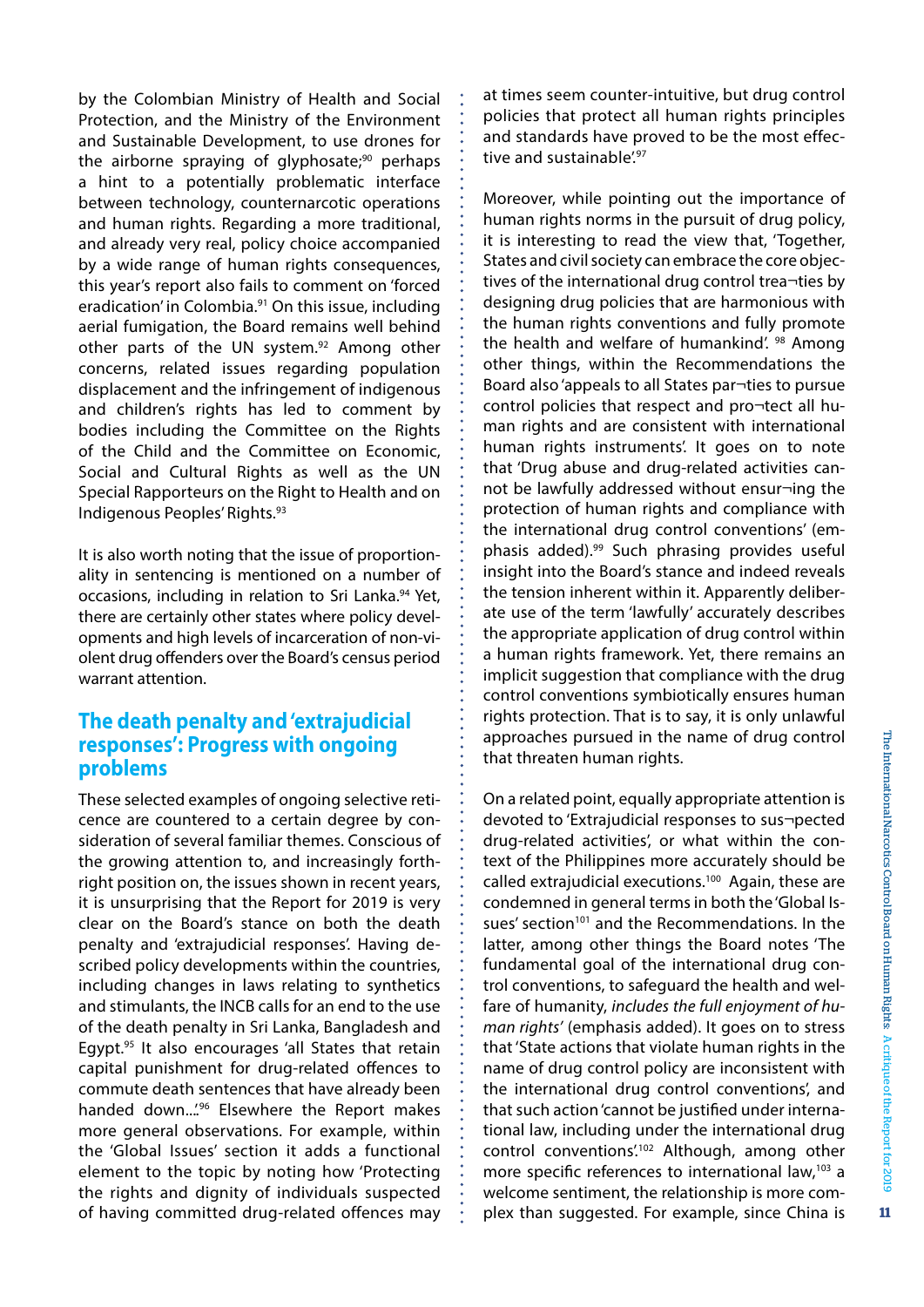by the Colombian Ministry of Health and Social Protection, and the Ministry of the Environment and Sustainable Development, to use drones for the airborne spraying of glyphosate;[90] perhaps a hint to a potentially problematic interface between technology, counternarcotic operations and human rights. Regarding a more traditional, and already very real, policy choice accompanied by a wide range of human rights consequences, this year's report also fails to comment on 'forced eradication' in Colombia.[91] On this issue, including aerial fumigation, the Board remains well behind other parts of the UN system.[92] Among other concerns, related issues regarding population displacement and the infringement of indigenous and children's rights has led to comment by bodies including the Committee on the Rights of the Child and the Committee on Economic, Social and Cultural Rights as well as the UN Special Rapporteurs on the Right to Health and on Indigenous Peoples' Rights.[93]

It is also worth noting that the issue of proportionality in sentencing is mentioned on a number of occasions, including in relation to Sri Lanka.[94] Yet, there are certainly other states where policy developments and high levels of incarceration of non-violent drug offenders over the Board's census period warrant attention.

## The death penalty and 'extrajudicial responses': Progress with ongoing problems

These selected examples of ongoing selective reticence are countered to a certain degree by consideration of several familiar themes. Conscious of the growing attention to, and increasingly forthright position on, the issues shown in recent years, it is unsurprising that the Report for 2019 is very clear on the Board's stance on both the death penalty and 'extrajudicial responses'. Having described policy developments within the countries, including changes in laws relating to synthetics and stimulants, the INCB calls for an end to the use of the death penalty in Sri Lanka, Bangladesh and Egypt.[95] It also encourages 'all States that retain capital punishment for drug-related offences to commute death sentences that have already been handed down...'[96] Elsewhere the Report makes more general observations. For example, within the 'Global Issues' section it adds a functional element to the topic by noting how 'Protecting the rights and dignity of individuals suspected of having committed drug-related offences may at times seem counter-intuitive, but drug control policies that protect all human rights principles and standards have proved to be the most effective and sustainable'.[97]

Moreover, while pointing out the importance of human rights norms in the pursuit of drug policy, it is interesting to read the view that, 'Together, States and civil society can embrace the core objec¬tives of the international drug control trea¬ties by designing drug policies that are harmonious with the human rights conventions and fully promote the health and welfare of humankind'.[98] Among other things, within the Recommendations the Board also 'appeals to all States par¬ties to pursue control policies that respect and pro¬tect all human rights and are consistent with international human rights instruments'. It goes on to note that 'Drug abuse and drug-related activities cannot be lawfully addressed without ensur¬ing the protection of human rights and compliance with the international drug control conventions' (emphasis added).[99] Such phrasing provides useful insight into the Board's stance and indeed reveals the tension inherent within it. Apparently deliberate use of the term 'lawfully' accurately describes the appropriate application of drug control within a human rights framework. Yet, there remains an implicit suggestion that compliance with the drug control conventions symbiotically ensures human rights protection. That is to say, it is only unlawful approaches pursued in the name of drug control that threaten human rights.

On a related point, equally appropriate attention is devoted to 'Extrajudicial responses to sus¬pected drug-related activities', or what within the context of the Philippines more accurately should be called extrajudicial executions.[100] Again, these are condemned in general terms in both the 'Global Issues' section[101] and the Recommendations. In the latter, among other things the Board notes 'The fundamental goal of the international drug control conventions, to safeguard the health and welfare of humanity, *includes the full enjoyment of human rights'* (emphasis added). It goes on to stress that 'State actions that violate human rights in the name of drug control policy are inconsistent with the international drug control conventions', and that such action 'cannot be justified under international law, including under the international drug control conventions'.[102] Although, among other more specific references to international law,[103] a welcome sentiment, the relationship is more complex than suggested. For example, since China is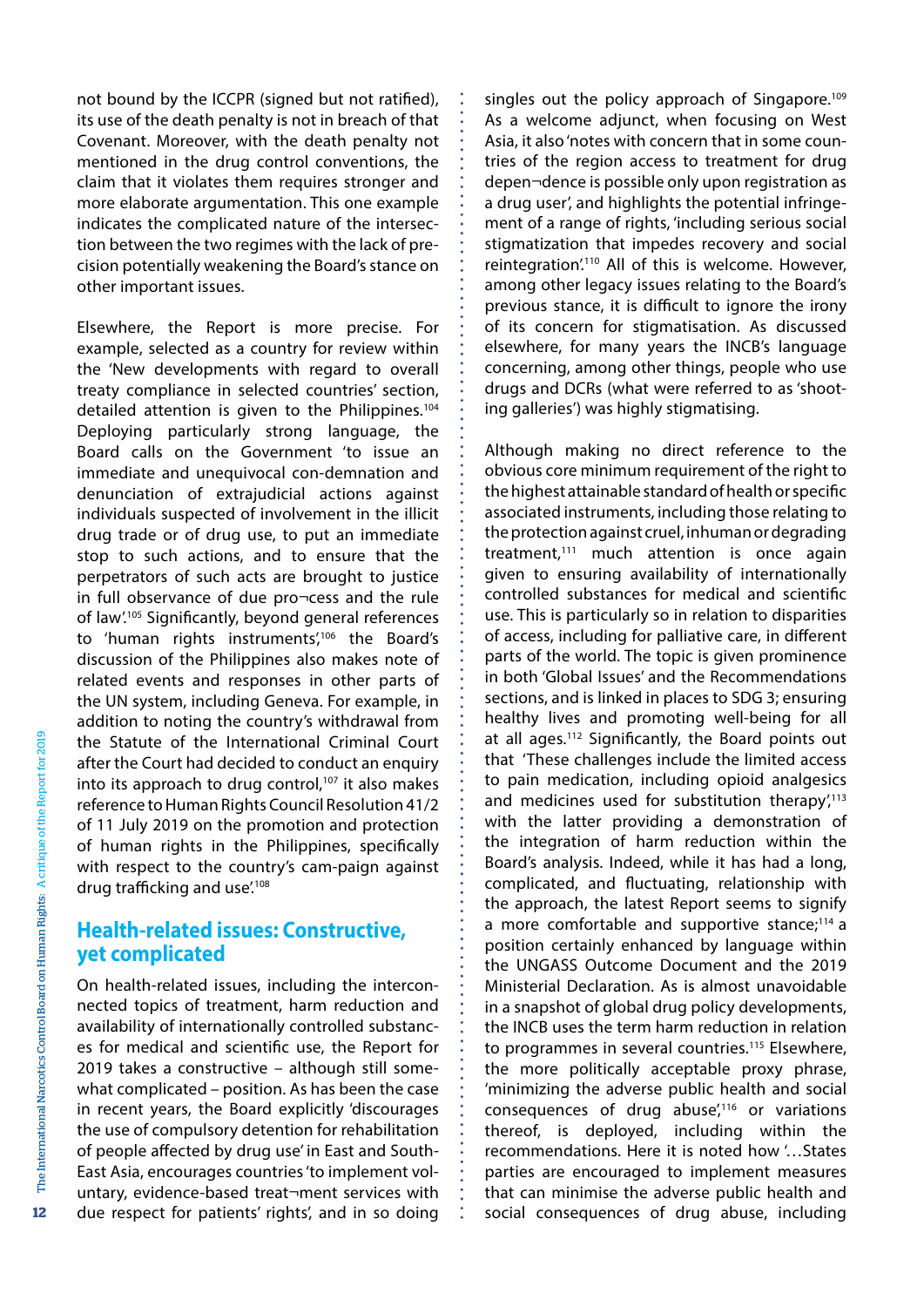not bound by the ICCPR (signed but not ratified), its use of the death penalty is not in breach of that Covenant. Moreover, with the death penalty not mentioned in the drug control conventions, the claim that it violates them requires stronger and more elaborate argumentation. This one example indicates the complicated nature of the intersection between the two regimes with the lack of precision potentially weakening the Board's stance on other important issues.

Elsewhere, the Report is more precise. For example, selected as a country for review within the 'New developments with regard to overall treaty compliance in selected countries' section, detailed attention is given to the Philippines.[104] Deploying particularly strong language, the Board calls on the Government 'to issue an immediate and unequivocal con-demnation and denunciation of extrajudicial actions against individuals suspected of involvement in the illicit drug trade or of drug use, to put an immediate stop to such actions, and to ensure that the perpetrators of such acts are brought to justice in full observance of due pro¬cess and the rule of law'.[105] Significantly, beyond general references to 'human rights instruments',[106] the Board's discussion of the Philippines also makes note of related events and responses in other parts of the UN system, including Geneva. For example, in addition to noting the country's withdrawal from the Statute of the International Criminal Court after the Court had decided to conduct an enquiry into its approach to drug control,[107] it also makes reference to Human Rights Council Resolution 41/2 of 11 July 2019 on the promotion and protection of human rights in the Philippines, specifically with respect to the country's cam-paign against drug trafficking and use'.[108]

## Health-related issues: Constructive, yet complicated

On health-related issues, including the interconnected topics of treatment, harm reduction and availability of internationally controlled substances for medical and scientific use, the Report for 2019 takes a constructive – although still somewhat complicated – position. As has been the case in recent years, the Board explicitly 'discourages the use of compulsory detention for rehabilitation of people affected by drug use' in East and South-East Asia, encourages countries 'to implement voluntary, evidence-based treat¬ment services with due respect for patients' rights', and in so doing singles out the policy approach of Singapore.[109] As a welcome adjunct, when focusing on West Asia, it also 'notes with concern that in some countries of the region access to treatment for drug depen¬dence is possible only upon registration as a drug user', and highlights the potential infringement of a range of rights, 'including serious social stigmatization that impedes recovery and social reintegration'.[110] All of this is welcome. However, among other legacy issues relating to the Board's previous stance, it is difficult to ignore the irony of its concern for stigmatisation. As discussed elsewhere, for many years the INCB's language concerning, among other things, people who use drugs and DCRs (what were referred to as 'shooting galleries') was highly stigmatising.

Although making no direct reference to the obvious core minimum requirement of the right to the highest attainable standard of health or specific associated instruments, including those relating to the protection against cruel, inhuman or degrading treatment,[111] much attention is once again given to ensuring availability of internationally controlled substances for medical and scientific use. This is particularly so in relation to disparities of access, including for palliative care, in different parts of the world. The topic is given prominence in both 'Global Issues' and the Recommendations sections, and is linked in places to SDG 3; ensuring healthy lives and promoting well-being for all at all ages.[112] Significantly, the Board points out that 'These challenges include the limited access to pain medication, including opioid analgesics and medicines used for substitution therapy',[113] with the latter providing a demonstration of the integration of harm reduction within the Board's analysis. Indeed, while it has had a long, complicated, and fluctuating, relationship with the approach, the latest Report seems to signify a more comfortable and supportive stance;[114] a position certainly enhanced by language within the UNGASS Outcome Document and the 2019 Ministerial Declaration. As is almost unavoidable in a snapshot of global drug policy developments, the INCB uses the term harm reduction in relation to programmes in several countries.[115] Elsewhere, the more politically acceptable proxy phrase, 'minimizing the adverse public health and social consequences of drug abuse',[116] or variations thereof, is deployed, including within the recommendations. Here it is noted how '…States parties are encouraged to implement measures that can minimise the adverse public health and social consequences of drug abuse, including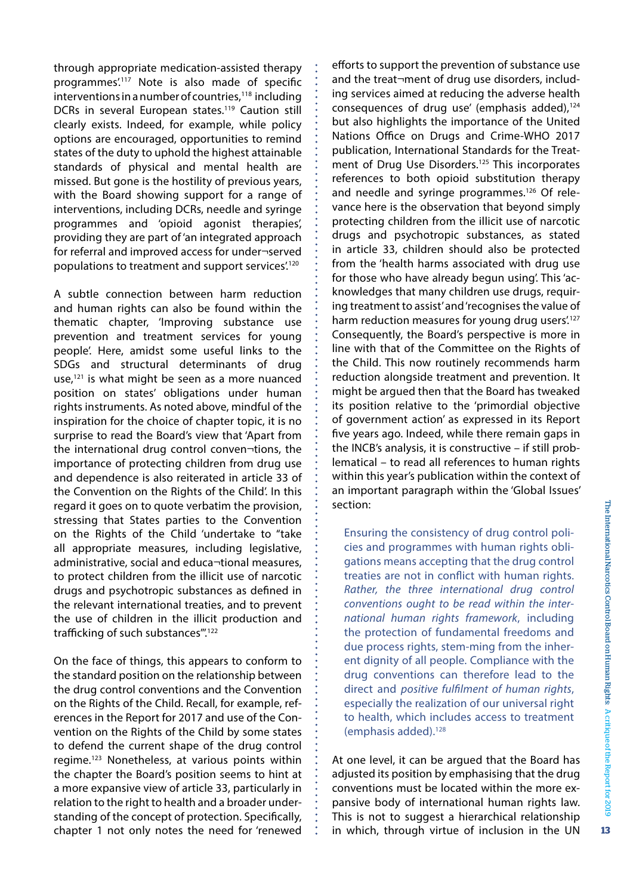through appropriate medication-assisted therapy programmes'.[117] Note is also made of specific interventions in a number of countries,[118] including DCRs in several European states.[119] Caution still clearly exists. Indeed, for example, while policy options are encouraged, opportunities to remind states of the duty to uphold the highest attainable standards of physical and mental health are missed. But gone is the hostility of previous years, with the Board showing support for a range of interventions, including DCRs, needle and syringe programmes and 'opioid agonist therapies', providing they are part of 'an integrated approach for referral and improved access for under¬served populations to treatment and support services'.[120]

A subtle connection between harm reduction and human rights can also be found within the thematic chapter, 'Improving substance use prevention and treatment services for young people'. Here, amidst some useful links to the SDGs and structural determinants of drug use,[121] is what might be seen as a more nuanced position on states' obligations under human rights instruments. As noted above, mindful of the inspiration for the choice of chapter topic, it is no surprise to read the Board's view that 'Apart from the international drug control conven¬tions, the importance of protecting children from drug use and dependence is also reiterated in article 33 of the Convention on the Rights of the Child'. In this regard it goes on to quote verbatim the provision, stressing that States parties to the Convention on the Rights of the Child 'undertake to "take all appropriate measures, including legislative, administrative, social and educa¬tional measures, to protect children from the illicit use of narcotic drugs and psychotropic substances as defined in the relevant international treaties, and to prevent the use of children in the illicit production and trafficking of such substances"'.[122]

On the face of things, this appears to conform to the standard position on the relationship between the drug control conventions and the Convention on the Rights of the Child. Recall, for example, references in the Report for 2017 and use of the Convention on the Rights of the Child by some states to defend the current shape of the drug control regime.[123] Nonetheless, at various points within the chapter the Board's position seems to hint at a more expansive view of article 33, particularly in relation to the right to health and a broader understanding of the concept of protection. Specifically, chapter 1 not only notes the need for 'renewed efforts to support the prevention of substance use and the treat¬ment of drug use disorders, including services aimed at reducing the adverse health consequences of drug use' (emphasis added),[124] but also highlights the importance of the United Nations Office on Drugs and Crime-WHO 2017 publication, International Standards for the Treatment of Drug Use Disorders.[125] This incorporates references to both opioid substitution therapy and needle and syringe programmes.[126] Of relevance here is the observation that beyond simply protecting children from the illicit use of narcotic drugs and psychotropic substances, as stated in article 33, children should also be protected from the 'health harms associated with drug use for those who have already begun using'. This 'acknowledges that many children use drugs, requiring treatment to assist' and 'recognises the value of harm reduction measures for young drug users'.[127] Consequently, the Board's perspective is more in line with that of the Committee on the Rights of the Child. This now routinely recommends harm reduction alongside treatment and prevention. It might be argued then that the Board has tweaked its position relative to the 'primordial objective of government action' as expressed in its Report five years ago. Indeed, while there remain gaps in the INCB's analysis, it is constructive – if still problematical – to read all references to human rights within this year's publication within the context of an important paragraph within the 'Global Issues' section:

> Ensuring the consistency of drug control policies and programmes with human rights obligations means accepting that the drug control treaties are not in conflict with human rights. *Rather, the three international drug control conventions ought to be read within the international human rights framework*, including the protection of fundamental freedoms and due process rights, stem-ming from the inherent dignity of all people. Compliance with the drug conventions can therefore lead to the direct and *positive fulfilment of human rights*, especially the realization of our universal right to health, which includes access to treatment (emphasis added).[128]

At one level, it can be argued that the Board has adjusted its position by emphasising that the drug conventions must be located within the more expansive body of international human rights law. This is not to suggest a hierarchical relationship in which, through virtue of inclusion in the UN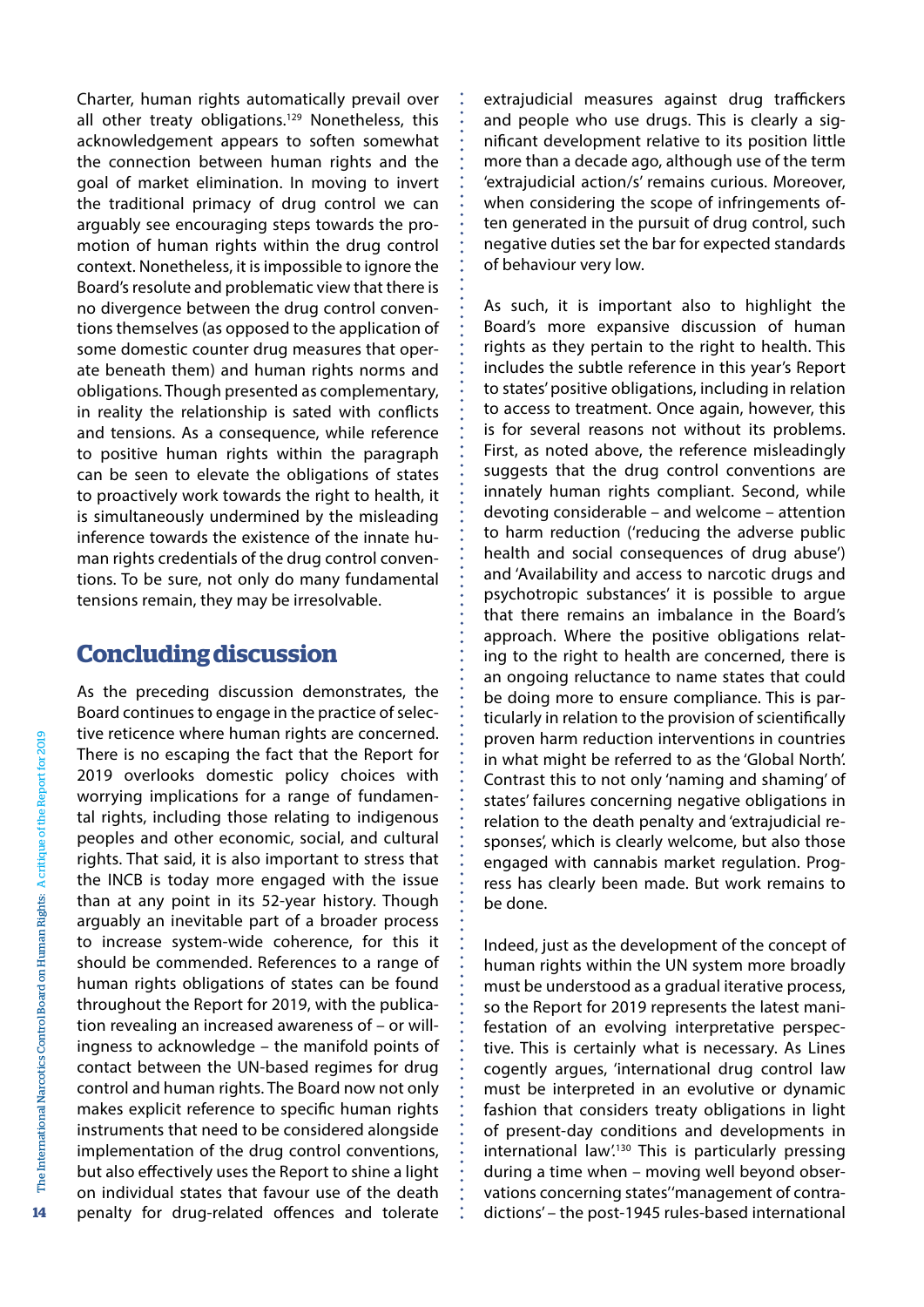Charter, human rights automatically prevail over all other treaty obligations.[129] Nonetheless, this acknowledgement appears to soften somewhat the connection between human rights and the goal of market elimination. In moving to invert the traditional primacy of drug control we can arguably see encouraging steps towards the promotion of human rights within the drug control context. Nonetheless, it is impossible to ignore the Board's resolute and problematic view that there is no divergence between the drug control conventions themselves (as opposed to the application of some domestic counter drug measures that operate beneath them) and human rights norms and obligations. Though presented as complementary, in reality the relationship is sated with conflicts and tensions. As a consequence, while reference to positive human rights within the paragraph can be seen to elevate the obligations of states to proactively work towards the right to health, it is simultaneously undermined by the misleading inference towards the existence of the innate human rights credentials of the drug control conventions. To be sure, not only do many fundamental tensions remain, they may be irresolvable.

## Concluding discussion

As the preceding discussion demonstrates, the Board continues to engage in the practice of selective reticence where human rights are concerned. There is no escaping the fact that the Report for 2019 overlooks domestic policy choices with worrying implications for a range of fundamental rights, including those relating to indigenous peoples and other economic, social, and cultural rights. That said, it is also important to stress that the INCB is today more engaged with the issue than at any point in its 52-year history. Though arguably an inevitable part of a broader process to increase system-wide coherence, for this it should be commended. References to a range of human rights obligations of states can be found throughout the Report for 2019, with the publication revealing an increased awareness of – or willingness to acknowledge – the manifold points of contact between the UN-based regimes for drug control and human rights. The Board now not only makes explicit reference to specific human rights instruments that need to be considered alongside implementation of the drug control conventions, but also effectively uses the Report to shine a light on individual states that favour use of the death penalty for drug-related offences and tolerate extrajudicial measures against drug traffickers and people who use drugs. This is clearly a significant development relative to its position little more than a decade ago, although use of the term 'extrajudicial action/s' remains curious. Moreover, when considering the scope of infringements often generated in the pursuit of drug control, such negative duties set the bar for expected standards of behaviour very low.

As such, it is important also to highlight the Board's more expansive discussion of human rights as they pertain to the right to health. This includes the subtle reference in this year's Report to states' positive obligations, including in relation to access to treatment. Once again, however, this is for several reasons not without its problems. First, as noted above, the reference misleadingly suggests that the drug control conventions are innately human rights compliant. Second, while devoting considerable – and welcome – attention to harm reduction ('reducing the adverse public health and social consequences of drug abuse') and 'Availability and access to narcotic drugs and psychotropic substances' it is possible to argue that there remains an imbalance in the Board's approach. Where the positive obligations relating to the right to health are concerned, there is an ongoing reluctance to name states that could be doing more to ensure compliance. This is particularly in relation to the provision of scientifically proven harm reduction interventions in countries in what might be referred to as the 'Global North'. Contrast this to not only 'naming and shaming' of states' failures concerning negative obligations in relation to the death penalty and 'extrajudicial responses', which is clearly welcome, but also those engaged with cannabis market regulation. Progress has clearly been made. But work remains to be done.

Indeed, just as the development of the concept of human rights within the UN system more broadly must be understood as a gradual iterative process, so the Report for 2019 represents the latest manifestation of an evolving interpretative perspective. This is certainly what is necessary. As Lines cogently argues, 'international drug control law must be interpreted in an evolutive or dynamic fashion that considers treaty obligations in light of present-day conditions and developments in international law'.[130] This is particularly pressing during a time when – moving well beyond observations concerning states' 'management of contradictions' – the post-1945 rules-based international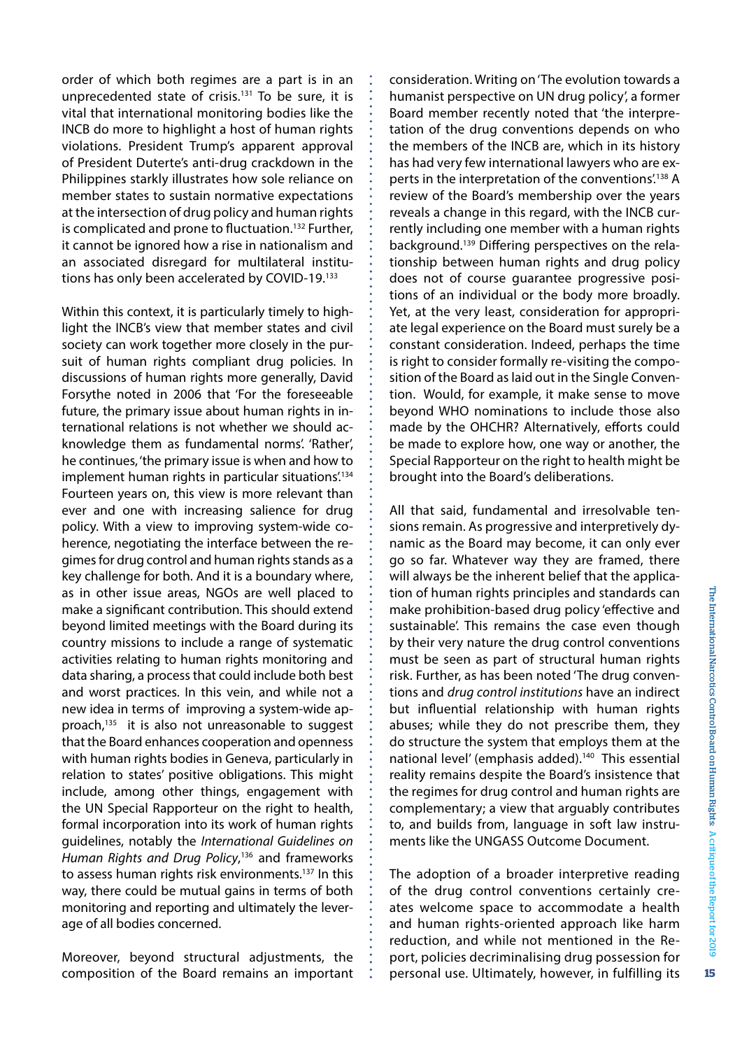order of which both regimes are a part is in an unprecedented state of crisis.[131] To be sure, it is vital that international monitoring bodies like the INCB do more to highlight a host of human rights violations. President Trump's apparent approval of President Duterte's anti-drug crackdown in the Philippines starkly illustrates how sole reliance on member states to sustain normative expectations at the intersection of drug policy and human rights is complicated and prone to fluctuation.[132] Further, it cannot be ignored how a rise in nationalism and an associated disregard for multilateral institutions has only been accelerated by COVID-19.[133]

Within this context, it is particularly timely to highlight the INCB's view that member states and civil society can work together more closely in the pursuit of human rights compliant drug policies. In discussions of human rights more generally, David Forsythe noted in 2006 that 'For the foreseeable future, the primary issue about human rights in international relations is not whether we should acknowledge them as fundamental norms'. 'Rather', he continues, 'the primary issue is when and how to implement human rights in particular situations'.[134] Fourteen years on, this view is more relevant than ever and one with increasing salience for drug policy. With a view to improving system-wide coherence, negotiating the interface between the regimes for drug control and human rights stands as a key challenge for both. And it is a boundary where, as in other issue areas, NGOs are well placed to make a significant contribution. This should extend beyond limited meetings with the Board during its country missions to include a range of systematic activities relating to human rights monitoring and data sharing, a process that could include both best and worst practices. In this vein, and while not a new idea in terms of improving a system-wide approach,[135] it is also not unreasonable to suggest that the Board enhances cooperation and openness with human rights bodies in Geneva, particularly in relation to states' positive obligations. This might include, among other things, engagement with the UN Special Rapporteur on the right to health, formal incorporation into its work of human rights guidelines, notably the *International Guidelines on Human Rights and Drug Policy*,[136] and frameworks to assess human rights risk environments.[137] In this way, there could be mutual gains in terms of both monitoring and reporting and ultimately the leverage of all bodies concerned.

Moreover, beyond structural adjustments, the composition of the Board remains an important consideration. Writing on 'The evolution towards a humanist perspective on UN drug policy', a former Board member recently noted that 'the interpretation of the drug conventions depends on who the members of the INCB are, which in its history has had very few international lawyers who are experts in the interpretation of the conventions'.[138] A review of the Board's membership over the years reveals a change in this regard, with the INCB currently including one member with a human rights background.[139] Differing perspectives on the relationship between human rights and drug policy does not of course guarantee progressive positions of an individual or the body more broadly. Yet, at the very least, consideration for appropriate legal experience on the Board must surely be a constant consideration. Indeed, perhaps the time is right to consider formally re-visiting the composition of the Board as laid out in the Single Convention. Would, for example, it make sense to move beyond WHO nominations to include those also made by the OHCHR? Alternatively, efforts could be made to explore how, one way or another, the Special Rapporteur on the right to health might be brought into the Board's deliberations.

All that said, fundamental and irresolvable tensions remain. As progressive and interpretively dynamic as the Board may become, it can only ever go so far. Whatever way they are framed, there will always be the inherent belief that the application of human rights principles and standards can make prohibition-based drug policy 'effective and sustainable'. This remains the case even though by their very nature the drug control conventions must be seen as part of structural human rights risk. Further, as has been noted 'The drug conventions and *drug control institutions* have an indirect but influential relationship with human rights abuses; while they do not prescribe them, they do structure the system that employs them at the national level' (emphasis added).[140] This essential reality remains despite the Board's insistence that the regimes for drug control and human rights are complementary; a view that arguably contributes to, and builds from, language in soft law instruments like the UNGASS Outcome Document.

The adoption of a broader interpretive reading of the drug control conventions certainly creates welcome space to accommodate a health and human rights-oriented approach like harm reduction, and while not mentioned in the Report, policies decriminalising drug possession for personal use. Ultimately, however, in fulfilling its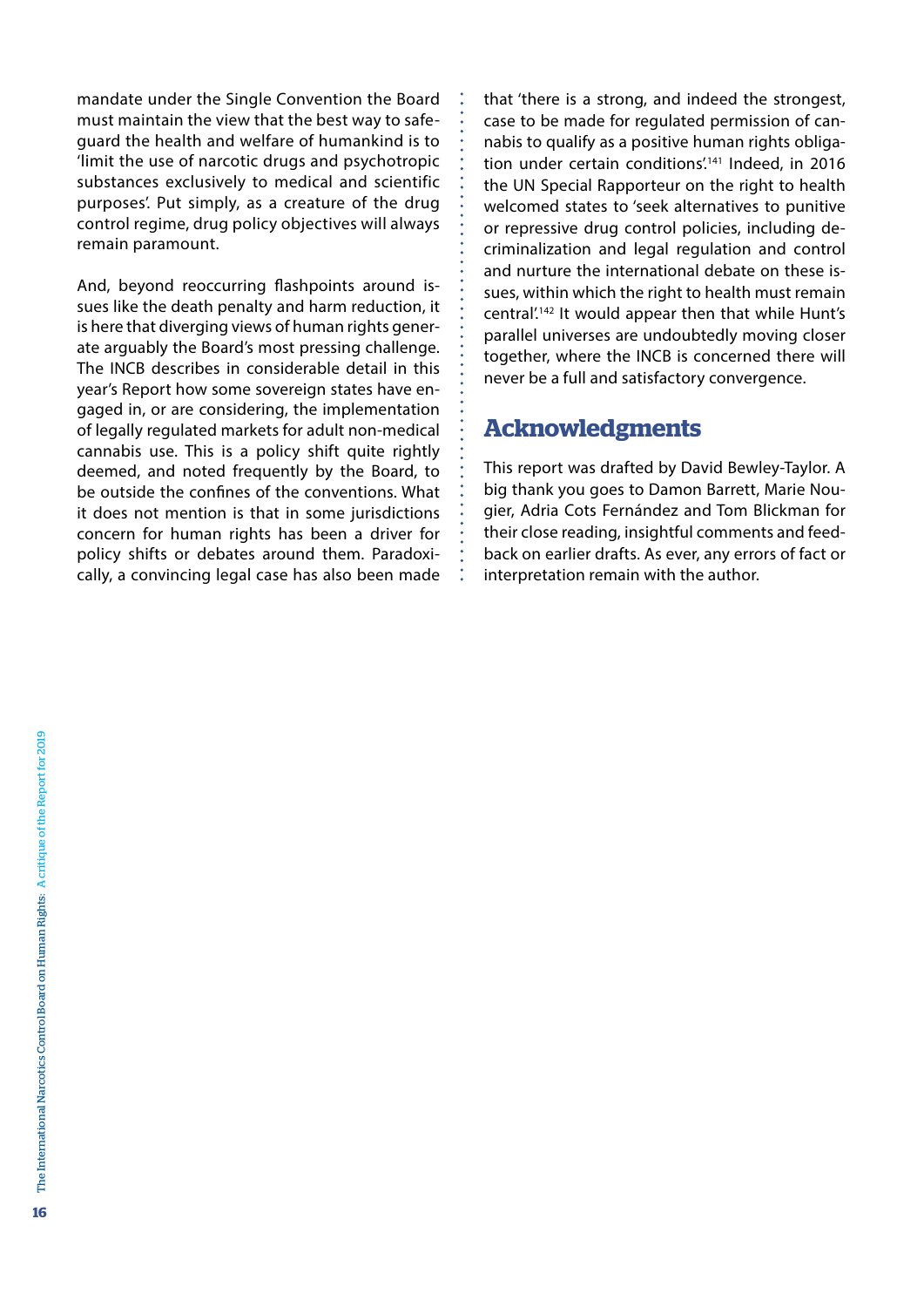mandate under the Single Convention the Board must maintain the view that the best way to safeguard the health and welfare of humankind is to 'limit the use of narcotic drugs and psychotropic substances exclusively to medical and scientific purposes'. Put simply, as a creature of the drug control regime, drug policy objectives will always remain paramount.

And, beyond reoccurring flashpoints around issues like the death penalty and harm reduction, it is here that diverging views of human rights generate arguably the Board's most pressing challenge. The INCB describes in considerable detail in this year's Report how some sovereign states have engaged in, or are considering, the implementation of legally regulated markets for adult non-medical cannabis use. This is a policy shift quite rightly deemed, and noted frequently by the Board, to be outside the confines of the conventions. What it does not mention is that in some jurisdictions concern for human rights has been a driver for policy shifts or debates around them. Paradoxically, a convincing legal case has also been made that 'there is a strong, and indeed the strongest, case to be made for regulated permission of cannabis to qualify as a positive human rights obligation under certain conditions'.[141] Indeed, in 2016 the UN Special Rapporteur on the right to health welcomed states to 'seek alternatives to punitive or repressive drug control policies, including decriminalization and legal regulation and control and nurture the international debate on these issues, within which the right to health must remain central'.[142] It would appear then that while Hunt's parallel universes are undoubtedly moving closer together, where the INCB is concerned there will never be a full and satisfactory convergence.

## Acknowledgments

This report was drafted by David Bewley-Taylor. A big thank you goes to Damon Barrett, Marie Nougier, Adria Cots Fernández and Tom Blickman for their close reading, insightful comments and feedback on earlier drafts. As ever, any errors of fact or interpretation remain with the author.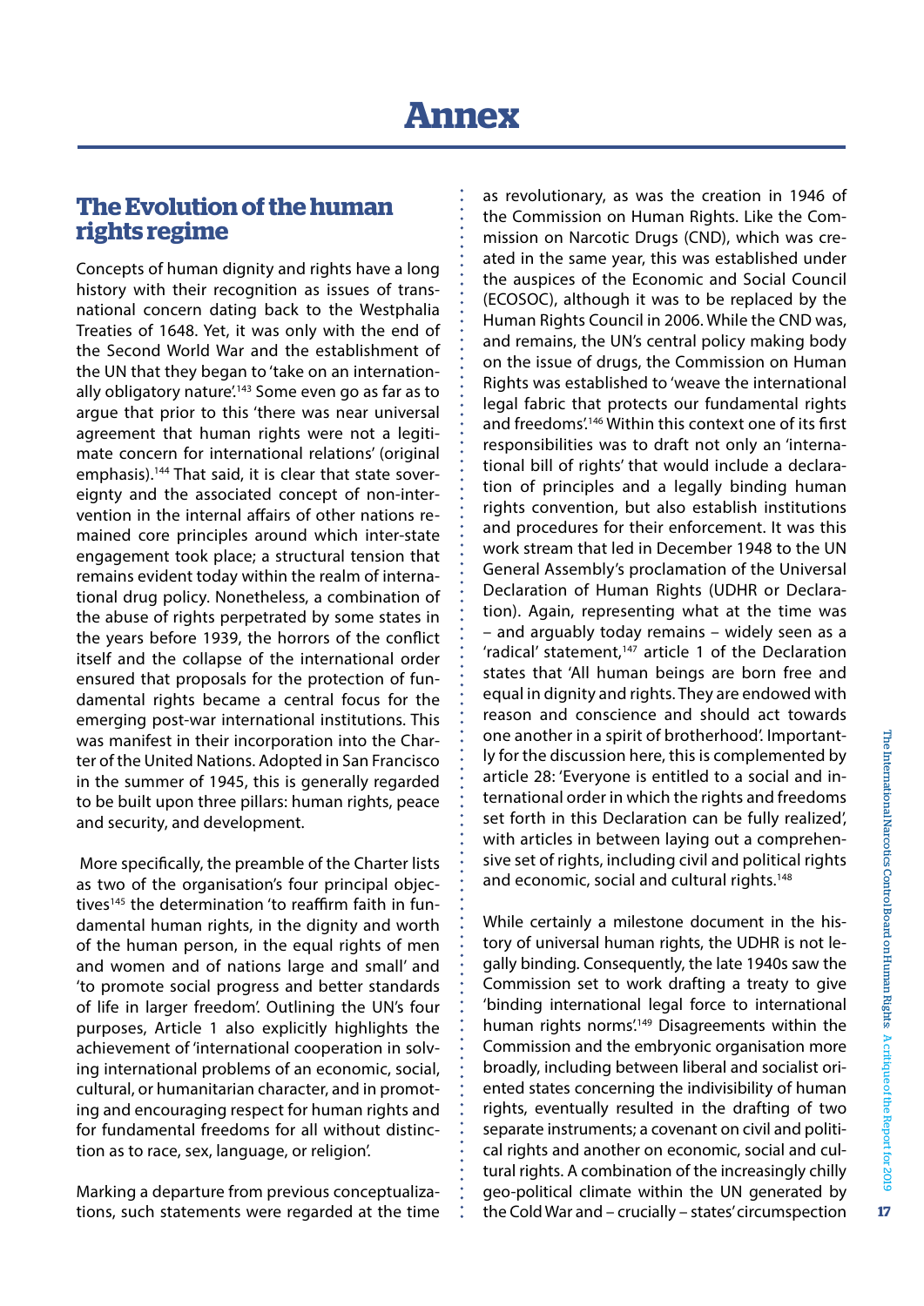# Annex

## The Evolution of the human rights regime

Concepts of human dignity and rights have a long history with their recognition as issues of transnational concern dating back to the Westphalia Treaties of 1648. Yet, it was only with the end of the Second World War and the establishment of the UN that they began to 'take on an internationally obligatory nature'.[143] Some even go as far as to argue that prior to this 'there was near universal agreement that human rights were not a legitimate concern for international relations' (original emphasis).[144] That said, it is clear that state sovereignty and the associated concept of non-intervention in the internal affairs of other nations remained core principles around which inter-state engagement took place; a structural tension that remains evident today within the realm of international drug policy. Nonetheless, a combination of the abuse of rights perpetrated by some states in the years before 1939, the horrors of the conflict itself and the collapse of the international order ensured that proposals for the protection of fundamental rights became a central focus for the emerging post-war international institutions. This was manifest in their incorporation into the Charter of the United Nations. Adopted in San Francisco in the summer of 1945, this is generally regarded to be built upon three pillars: human rights, peace and security, and development.

More specifically, the preamble of the Charter lists as two of the organisation's four principal objectives[145] the determination 'to reaffirm faith in fundamental human rights, in the dignity and worth of the human person, in the equal rights of men and women and of nations large and small' and 'to promote social progress and better standards of life in larger freedom'. Outlining the UN's four purposes, Article 1 also explicitly highlights the achievement of 'international cooperation in solving international problems of an economic, social, cultural, or humanitarian character, and in promoting and encouraging respect for human rights and for fundamental freedoms for all without distinction as to race, sex, language, or religion'.

Marking a departure from previous conceptualizations, such statements were regarded at the time as revolutionary, as was the creation in 1946 of the Commission on Human Rights. Like the Commission on Narcotic Drugs (CND), which was created in the same year, this was established under the auspices of the Economic and Social Council (ECOSOC), although it was to be replaced by the Human Rights Council in 2006. While the CND was, and remains, the UN's central policy making body on the issue of drugs, the Commission on Human Rights was established to 'weave the international legal fabric that protects our fundamental rights and freedoms'.[146] Within this context one of its first responsibilities was to draft not only an 'international bill of rights' that would include a declaration of principles and a legally binding human rights convention, but also establish institutions and procedures for their enforcement. It was this work stream that led in December 1948 to the UN General Assembly's proclamation of the Universal Declaration of Human Rights (UDHR or Declaration). Again, representing what at the time was – and arguably today remains – widely seen as a 'radical' statement,[147] article 1 of the Declaration states that 'All human beings are born free and equal in dignity and rights. They are endowed with reason and conscience and should act towards one another in a spirit of brotherhood'. Importantly for the discussion here, this is complemented by article 28: 'Everyone is entitled to a social and international order in which the rights and freedoms set forth in this Declaration can be fully realized', with articles in between laying out a comprehensive set of rights, including civil and political rights and economic, social and cultural rights.[148]

While certainly a milestone document in the history of universal human rights, the UDHR is not legally binding. Consequently, the late 1940s saw the Commission set to work drafting a treaty to give 'binding international legal force to international human rights norms'.[149] Disagreements within the Commission and the embryonic organisation more broadly, including between liberal and socialist oriented states concerning the indivisibility of human rights, eventually resulted in the drafting of two separate instruments; a covenant on civil and political rights and another on economic, social and cultural rights. A combination of the increasingly chilly geo-political climate within the UN generated by the Cold War and – crucially – states' circumspection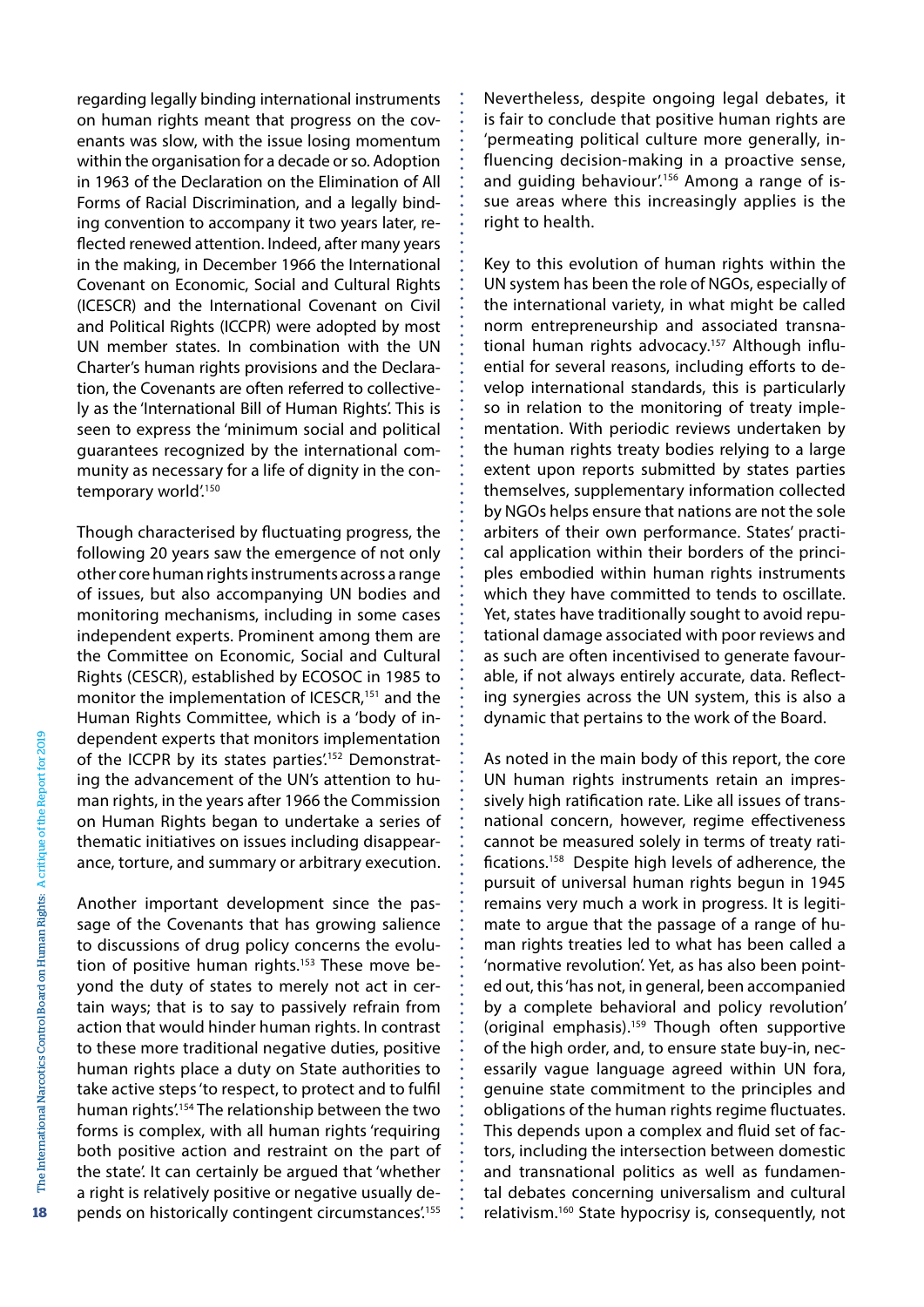regarding legally binding international instruments on human rights meant that progress on the covenants was slow, with the issue losing momentum within the organisation for a decade or so. Adoption in 1963 of the Declaration on the Elimination of All Forms of Racial Discrimination, and a legally binding convention to accompany it two years later, reflected renewed attention. Indeed, after many years in the making, in December 1966 the International Covenant on Economic, Social and Cultural Rights (ICESCR) and the International Covenant on Civil and Political Rights (ICCPR) were adopted by most UN member states. In combination with the UN Charter's human rights provisions and the Declaration, the Covenants are often referred to collectively as the 'International Bill of Human Rights'. This is seen to express the 'minimum social and political guarantees recognized by the international community as necessary for a life of dignity in the contemporary world'.[150]

Though characterised by fluctuating progress, the following 20 years saw the emergence of not only other core human rights instruments across a range of issues, but also accompanying UN bodies and monitoring mechanisms, including in some cases independent experts. Prominent among them are the Committee on Economic, Social and Cultural Rights (CESCR), established by ECOSOC in 1985 to monitor the implementation of ICESCR,[151] and the Human Rights Committee, which is a 'body of independent experts that monitors implementation of the ICCPR by its states parties'.[152] Demonstrating the advancement of the UN's attention to human rights, in the years after 1966 the Commission on Human Rights began to undertake a series of thematic initiatives on issues including disappearance, torture, and summary or arbitrary execution.

Another important development since the passage of the Covenants that has growing salience to discussions of drug policy concerns the evolution of positive human rights.[153] These move beyond the duty of states to merely not act in certain ways; that is to say to passively refrain from action that would hinder human rights. In contrast to these more traditional negative duties, positive human rights place a duty on State authorities to take active steps 'to respect, to protect and to fulfil human rights'.[154] The relationship between the two forms is complex, with all human rights 'requiring both positive action and restraint on the part of the state'. It can certainly be argued that 'whether a right is relatively positive or negative usually depends on historically contingent circumstances'.[155]

Nevertheless, despite ongoing legal debates, it is fair to conclude that positive human rights are 'permeating political culture more generally, influencing decision-making in a proactive sense, and guiding behaviour'.[156] Among a range of issue areas where this increasingly applies is the right to health.

Key to this evolution of human rights within the UN system has been the role of NGOs, especially of the international variety, in what might be called norm entrepreneurship and associated transnational human rights advocacy.[157] Although influential for several reasons, including efforts to develop international standards, this is particularly so in relation to the monitoring of treaty implementation. With periodic reviews undertaken by the human rights treaty bodies relying to a large extent upon reports submitted by states parties themselves, supplementary information collected by NGOs helps ensure that nations are not the sole arbiters of their own performance. States' practical application within their borders of the principles embodied within human rights instruments which they have committed to tends to oscillate. Yet, states have traditionally sought to avoid reputational damage associated with poor reviews and as such are often incentivised to generate favourable, if not always entirely accurate, data. Reflecting synergies across the UN system, this is also a dynamic that pertains to the work of the Board.

As noted in the main body of this report, the core UN human rights instruments retain an impressively high ratification rate. Like all issues of transnational concern, however, regime effectiveness cannot be measured solely in terms of treaty ratifications.[158] Despite high levels of adherence, the pursuit of universal human rights begun in 1945 remains very much a work in progress. It is legitimate to argue that the passage of a range of human rights treaties led to what has been called a 'normative revolution'. Yet, as has also been pointed out, this 'has not, in general, been accompanied by a complete behavioral and policy revolution' (original emphasis).[159] Though often supportive of the high order, and, to ensure state buy-in, necessarily vague language agreed within UN fora, genuine state commitment to the principles and obligations of the human rights regime fluctuates. This depends upon a complex and fluid set of factors, including the intersection between domestic and transnational politics as well as fundamental debates concerning universalism and cultural relativism.[160] State hypocrisy is, consequently, not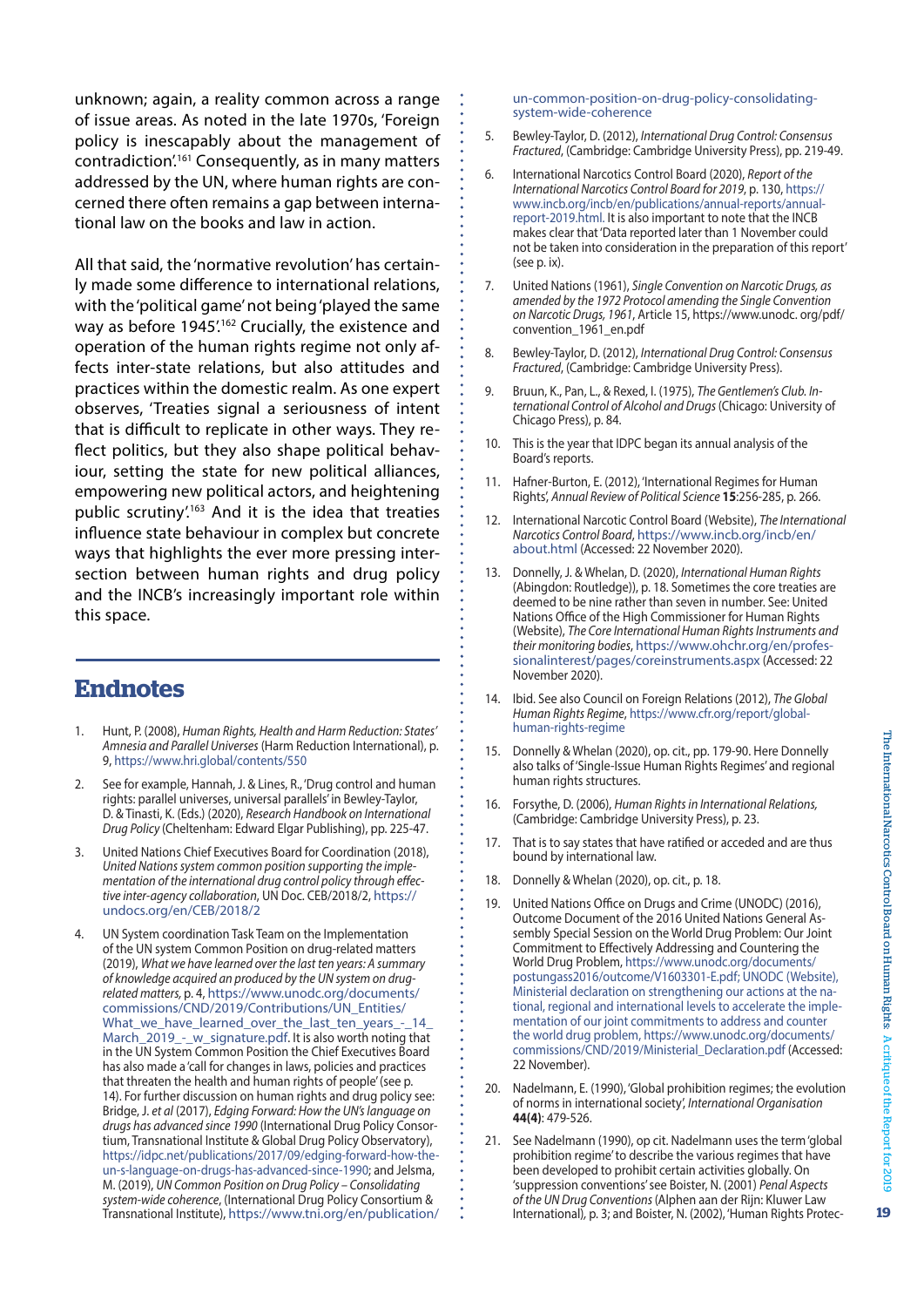unknown; again, a reality common across a range of issue areas. As noted in the late 1970s, 'Foreign policy is inescapably about the management of contradiction'.[161] Consequently, as in many matters addressed by the UN, where human rights are concerned there often remains a gap between international law on the books and law in action.

All that said, the 'normative revolution' has certainly made some difference to international relations, with the 'political game' not being 'played the same way as before 1945'.[162] Crucially, the existence and operation of the human rights regime not only affects inter-state relations, but also attitudes and practices within the domestic realm. As one expert observes, 'Treaties signal a seriousness of intent that is difficult to replicate in other ways. They reflect politics, but they also shape political behaviour, setting the state for new political alliances, empowering new political actors, and heightening public scrutiny'.[163] And it is the idea that treaties influence state behaviour in complex but concrete ways that highlights the ever more pressing intersection between human rights and drug policy and the INCB's increasingly important role within this space.

## Endnotes

1. Hunt, P. (2008), *Human Rights, Health and Harm Reduction: States' Amnesia and Parallel Universes* (Harm Reduction International), p. 9, https://www.hri.global/contents/550
2. See for example, Hannah, J. & Lines, R., 'Drug control and human rights: parallel universes, universal parallels' in Bewley-Taylor, D. & Tinasti, K. (Eds.) (2020), *Research Handbook on International Drug Policy* (Cheltenham: Edward Elgar Publishing), pp. 225-47.
3. United Nations Chief Executives Board for Coordination (2018), *United Nations system common position supporting the implementation of the international drug control policy through effective inter-agency collaboration*, UN Doc. CEB/2018/2, https://undocs.org/en/CEB/2018/2
4. UN System coordination Task Team on the Implementation of the UN system Common Position on drug-related matters (2019), *What we have learned over the last ten years: A summary of knowledge acquired an produced by the UN system on drug-related matters*, p. 4, https://www.unodc.org/documents/commissions/CND/2019/Contributions/UN_Entities/What_we_have_learned_over_the_last_ten_years_-_14_March_2019_-_w_signature.pdf. It is also worth noting that in the UN System Common Position the Chief Executives Board has also made a 'call for changes in laws, policies and practices that threaten the health and human rights of people' (see p. 14). For further discussion on human rights and drug policy see: Bridge, J. *et al* (2017), *Edging Forward: How the UN's language on drugs has advanced since 1990* (International Drug Policy Consortium, Transnational Institute & Global Drug Policy Observatory), https://idpc.net/publications/2017/09/edging-forward-how-the-un-s-language-on-drugs-has-advanced-since-1990; and Jelsma, M. (2019), *UN Common Position on Drug Policy – Consolidating system-wide coherence*, (International Drug Policy Consortium & Transnational Institute), https://www.tni.org/en/publication/un-common-position-on-drug-policy-consolidating-system-wide-coherence
5. Bewley-Taylor, D. (2012), *International Drug Control: Consensus Fractured*, (Cambridge: Cambridge University Press), pp. 219-49.
6. International Narcotics Control Board (2020), *Report of the International Narcotics Control Board for 2019*, p. 130, https://www.incb.org/incb/en/publications/annual-reports/annual-report-2019.html. It is also important to note that the INCB makes clear that 'Data reported later than 1 November could not be taken into consideration in the preparation of this report' (see p. ix).
7. United Nations (1961), *Single Convention on Narcotic Drugs, as amended by the 1972 Protocol amending the Single Convention on Narcotic Drugs, 1961*, Article 15, https://www.unodc. org/pdf/convention_1961_en.pdf
8. Bewley-Taylor, D. (2012), *International Drug Control: Consensus Fractured*, (Cambridge: Cambridge University Press).
9. Bruun, K., Pan, L., & Rexed, I. (1975), *The Gentlemen's Club. International Control of Alcohol and Drugs* (Chicago: University of Chicago Press), p. 84.
10. This is the year that IDPC began its annual analysis of the Board's reports.
11. Hafner-Burton, E. (2012), 'International Regimes for Human Rights', *Annual Review of Political Science* **15**:256-285, p. 266.
12. International Narcotic Control Board (Website), *The International Narcotics Control Board*, https://www.incb.org/incb/en/about.html (Accessed: 22 November 2020).
13. Donnelly, J. & Whelan, D. (2020), *International Human Rights* (Abingdon: Routledge)), p. 18. Sometimes the core treaties are deemed to be nine rather than seven in number. See: United Nations Office of the High Commissioner for Human Rights (Website), *The Core International Human Rights Instruments and their monitoring bodies*, https://www.ohchr.org/en/professionalinterest/pages/coreinstruments.aspx (Accessed: 22 November 2020).
14. Ibid. See also Council on Foreign Relations (2012), *The Global Human Rights Regime*, https://www.cfr.org/report/global-human-rights-regime
15. Donnelly & Whelan (2020), op. cit., pp. 179-90. Here Donnelly also talks of 'Single-Issue Human Rights Regimes' and regional human rights structures.
16. Forsythe, D. (2006), *Human Rights in International Relations*, (Cambridge: Cambridge University Press), p. 23.
17. That is to say states that have ratified or acceded and are thus bound by international law.
18. Donnelly & Whelan (2020), op. cit., p. 18.
19. United Nations Office on Drugs and Crime (UNODC) (2016), Outcome Document of the 2016 United Nations General Assembly Special Session on the World Drug Problem: Our Joint Commitment to Effectively Addressing and Countering the World Drug Problem, https://www.unodc.org/documents/postungass2016/outcome/V1603301-E.pdf; UNODC (Website), Ministerial declaration on strengthening our actions at the national, regional and international levels to accelerate the implementation of our joint commitments to address and counter the world drug problem, https://www.unodc.org/documents/commissions/CND/2019/Ministerial_Declaration.pdf (Accessed: 22 November).
20. Nadelmann, E. (1990), 'Global prohibition regimes; the evolution of norms in international society', *International Organisation* **44(4)**: 479-526.
21. See Nadelmann (1990), op cit. Nadelmann uses the term 'global prohibition regime' to describe the various regimes that have been developed to prohibit certain activities globally. On 'suppression conventions' see Boister, N. (2001) *Penal Aspects of the UN Drug Conventions* (Alphen aan der Rijn: Kluwer Law International), p. 3; and Boister, N. (2002), 'Human Rights Protec-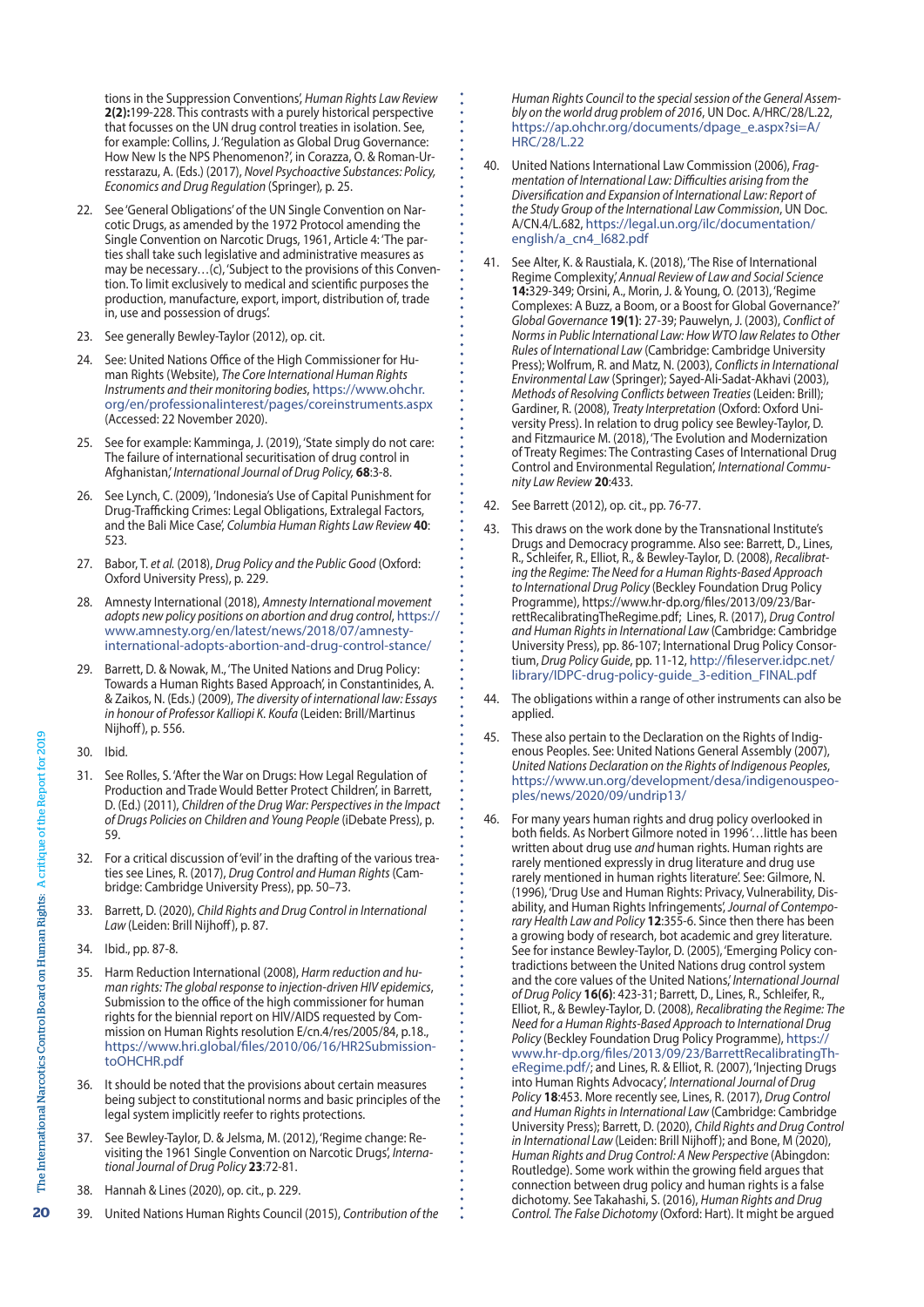tions in the Suppression Conventions', *Human Rights Law Review* **2(2):**199-228. This contrasts with a purely historical perspective that focusses on the UN drug control treaties in isolation. See, for example: Collins, J. 'Regulation as Global Drug Governance: How New Is the NPS Phenomenon?', in Corazza, O. & Roman-Urresstarazu, A. (Eds.) (2017), *Novel Psychoactive Substances: Policy, Economics and Drug Regulation* (Springer), p. 25.

22. See 'General Obligations' of the UN Single Convention on Narcotic Drugs, as amended by the 1972 Protocol amending the Single Convention on Narcotic Drugs, 1961, Article 4: 'The parties shall take such legislative and administrative measures as may be necessary…(c), 'Subject to the provisions of this Convention. To limit exclusively to medical and scientific purposes the production, manufacture, export, import, distribution of, trade in, use and possession of drugs'.
23. See generally Bewley-Taylor (2012), op. cit.
24. See: United Nations Office of the High Commissioner for Human Rights (Website), *The Core International Human Rights Instruments and their monitoring bodies*, https://www.ohchr.org/en/professionalinterest/pages/coreinstruments.aspx (Accessed: 22 November 2020).
25. See for example: Kamminga, J. (2019), 'State simply do not care: The failure of international securitisation of drug control in Afghanistan,' *International Journal of Drug Policy,* **68**:3-8.
26. See Lynch, C. (2009), 'Indonesia's Use of Capital Punishment for Drug-Trafficking Crimes: Legal Obligations, Extralegal Factors, and the Bali Mice Case', *Columbia Human Rights Law Review* **40**: 523.
27. Babor, T. *et al.* (2018), *Drug Policy and the Public Good* (Oxford: Oxford University Press), p. 229.
28. Amnesty International (2018), *Amnesty International movement adopts new policy positions on abortion and drug control*, https://www.amnesty.org/en/latest/news/2018/07/amnesty-international-adopts-abortion-and-drug-control-stance/
29. Barrett, D. & Nowak, M., 'The United Nations and Drug Policy: Towards a Human Rights Based Approach', in Constantinides, A. & Zaikos, N. (Eds.) (2009), *The diversity of international law: Essays in honour of Professor Kalliopi K. Koufa* (Leiden: Brill/Martinus Nijhoff), p. 556.
30. Ibid.
31. See Rolles, S. 'After the War on Drugs: How Legal Regulation of Production and Trade Would Better Protect Children', in Barrett, D. (Ed.) (2011), *Children of the Drug War: Perspectives in the Impact of Drugs Policies on Children and Young People* (iDebate Press), p. 59.
32. For a critical discussion of 'evil' in the drafting of the various treaties see Lines, R. (2017), *Drug Control and Human Rights* (Cambridge: Cambridge University Press), pp. 50–73.
33. Barrett, D. (2020), *Child Rights and Drug Control in International Law* (Leiden: Brill Nijhoff), p. 87.
34. Ibid., pp. 87-8.
35. Harm Reduction International (2008), *Harm reduction and human rights: The global response to injection-driven HIV epidemics*, Submission to the office of the high commissioner for human rights for the biennial report on HIV/AIDS requested by Commission on Human Rights resolution E/cn.4/res/2005/84, p.18., https://www.hri.global/files/2010/06/16/HR2SubmissiontoOHCHR.pdf
36. It should be noted that the provisions about certain measures being subject to constitutional norms and basic principles of the legal system implicitly reefer to rights protections.
37. See Bewley-Taylor, D. & Jelsma, M. (2012), 'Regime change: Revisiting the 1961 Single Convention on Narcotic Drugs', *International Journal of Drug Policy* **23**:72-81.
38. Hannah & Lines (2020), op. cit., p. 229.
39. United Nations Human Rights Council (2015), *Contribution of the Human Rights Council to the special session of the General Assembly on the world drug problem of 2016*, UN Doc. A/HRC/28/L.22, https://ap.ohchr.org/documents/dpage_e.aspx?si=A/HRC/28/L.22
40. United Nations International Law Commission (2006), *Fragmentation of International Law: Difficulties arising from the Diversification and Expansion of International Law: Report of the Study Group of the International Law Commission*, UN Doc. A/CN.4/L.682, https://legal.un.org/ilc/documentation/english/a_cn4_l682.pdf
41. See Alter, K. & Raustiala, K. (2018), 'The Rise of International Regime Complexity,' *Annual Review of Law and Social Science* **14:**329-349; Orsini, A., Morin, J. & Young, O. (2013), 'Regime Complexes: A Buzz, a Boom, or a Boost for Global Governance?' *Global Governance* **19(1)**: 27-39; Pauwelyn, J. (2003), *Conflict of Norms in Public International Law: How WTO law Relates to Other Rules of International Law* (Cambridge: Cambridge University Press); Wolfrum, R. and Matz, N. (2003), *Conflicts in International Environmental Law* (Springer); Sayed-Ali-Sadat-Akhavi (2003), *Methods of Resolving Conflicts between Treaties* (Leiden: Brill); Gardiner, R. (2008), *Treaty Interpretation* (Oxford: Oxford University Press). In relation to drug policy see Bewley-Taylor, D. and Fitzmaurice M. (2018), 'The Evolution and Modernization of Treaty Regimes: The Contrasting Cases of International Drug Control and Environmental Regulation', *International Community Law Review* **20**:433.
42. See Barrett (2012), op. cit., pp. 76-77.
43. This draws on the work done by the Transnational Institute's Drugs and Democracy programme. Also see: Barrett, D., Lines, R., Schleifer, R., Elliot, R., & Bewley-Taylor, D. (2008), *Recalibrating the Regime: The Need for a Human Rights-Based Approach to International Drug Policy* (Beckley Foundation Drug Policy Programme), https://www.hr-dp.org/files/2013/09/23/BarrettRecalibratingTheRegime.pdf; Lines, R. (2017), *Drug Control and Human Rights in International Law* (Cambridge: Cambridge University Press), pp. 86-107; International Drug Policy Consortium, *Drug Policy Guide*, pp. 11-12, http://fileserver.idpc.net/library/IDPC-drug-policy-guide_3-edition_FINAL.pdf
44. The obligations within a range of other instruments can also be applied.
45. These also pertain to the Declaration on the Rights of Indigenous Peoples. See: United Nations General Assembly (2007), *United Nations Declaration on the Rights of Indigenous Peoples*, https://www.un.org/development/desa/indigenouspeoples/news/2020/09/undrip13/
46. For many years human rights and drug policy overlooked in both fields. As Norbert Gilmore noted in 1996 '…little has been written about drug use *and* human rights. Human rights are rarely mentioned expressly in drug literature and drug use rarely mentioned in human rights literature'. See: Gilmore, N. (1996), 'Drug Use and Human Rights: Privacy, Vulnerability, Disability, and Human Rights Infringements', *Journal of Contemporary Health Law and Policy* **12**:355-6. Since then there has been a growing body of research, bot academic and grey literature. See for instance Bewley-Taylor, D. (2005), 'Emerging Policy contradictions between the United Nations drug control system and the core values of the United Nations,' *International Journal of Drug Policy* **16(6)**: 423-31; Barrett, D., Lines, R., Schleifer, R., Elliot, R., & Bewley-Taylor, D. (2008), *Recalibrating the Regime: The Need for a Human Rights-Based Approach to International Drug Policy* (Beckley Foundation Drug Policy Programme), https://www.hr-dp.org/files/2013/09/23/BarrettRecalibratingTheRegime.pdf/; and Lines, R. & Elliot, R. (2007), 'Injecting Drugs into Human Rights Advocacy', *International Journal of Drug Policy* **18**:453. More recently see, Lines, R. (2017), *Drug Control and Human Rights in International Law* (Cambridge: Cambridge University Press); Barrett, D. (2020), *Child Rights and Drug Control in International Law* (Leiden: Brill Nijhoff); and Bone, M (2020), *Human Rights and Drug Control: A New Perspective* (Abingdon: Routledge). Some work within the growing field argues that connection between drug policy and human rights is a false dichotomy. See Takahashi, S. (2016), *Human Rights and Drug Control. The False Dichotomy* (Oxford: Hart). It might be argued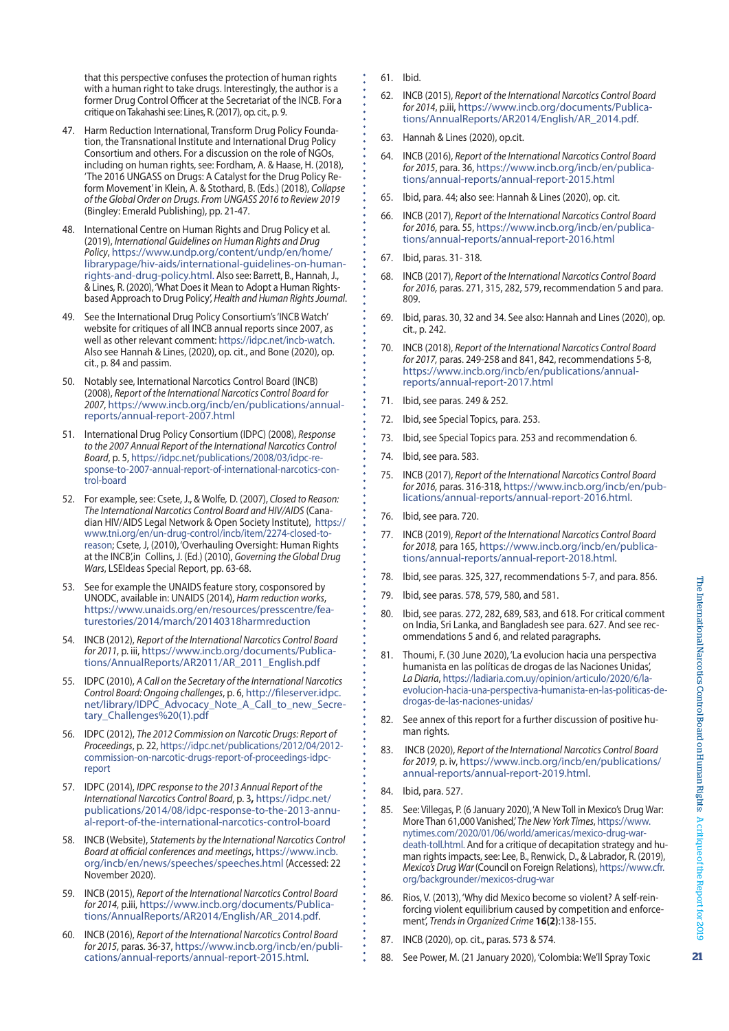that this perspective confuses the protection of human rights with a human right to take drugs. Interestingly, the author is a former Drug Control Officer at the Secretariat of the INCB. For a critique on Takahashi see: Lines, R. (2017), op. cit., p. 9.

47. Harm Reduction International, Transform Drug Policy Foundation, the Transnational Institute and International Drug Policy Consortium and others. For a discussion on the role of NGOs, including on human rights, see: Fordham, A. & Haase, H. (2018), 'The 2016 UNGASS on Drugs: A Catalyst for the Drug Policy Reform Movement' in Klein, A. & Stothard, B. (Eds.) (2018), *Collapse of the Global Order on Drugs. From UNGASS 2016 to Review 2019* (Bingley: Emerald Publishing), pp. 21-47.

48. International Centre on Human Rights and Drug Policy et al. (2019), *International Guidelines on Human Rights and Drug Policy*, https://www.undp.org/content/undp/en/home/librarypage/hiv-aids/international-guidelines-on-human-rights-and-drug-policy.html. Also see: Barrett, B., Hannah, J., & Lines, R. (2020), 'What Does it Mean to Adopt a Human Rights-based Approach to Drug Policy', *Health and Human Rights Journal*.

49. See the International Drug Policy Consortium's 'INCB Watch' website for critiques of all INCB annual reports since 2007, as well as other relevant comment: https://idpc.net/incb-watch. Also see Hannah & Lines, (2020), op. cit., and Bone (2020), op. cit., p. 84 and passim.

50. Notably see, International Narcotics Control Board (INCB) (2008), *Report of the International Narcotics Control Board for 2007*, https://www.incb.org/incb/en/publications/annual-reports/annual-report-2007.html

51. International Drug Policy Consortium (IDPC) (2008), *Response to the 2007 Annual Report of the International Narcotics Control Board*, p. 5, https://idpc.net/publications/2008/03/idpc-response-to-2007-annual-report-of-international-narcotics-control-board

52. For example, see: Csete, J., & Wolfe, D. (2007), *Closed to Reason: The International Narcotics Control Board and HIV/AIDS* (Canadian HIV/AIDS Legal Network & Open Society Institute), https://www.tni.org/en/un-drug-control/incb/item/2274-closed-to-reason; Csete, J, (2010), 'Overhauling Oversight: Human Rights at the INCB',in Collins, J. (Ed.) (2010), *Governing the Global Drug Wars*, LSEIdeas Special Report, pp. 63-68.

53. See for example the UNAIDS feature story, cosponsored by UNODC, available in: UNAIDS (2014), *Harm reduction works*, https://www.unaids.org/en/resources/presscentre/featurestories/2014/march/20140318harmreduction

54. INCB (2012), *Report of the International Narcotics Control Board for 2011*, p. iii, https://www.incb.org/documents/Publications/AnnualReports/AR2011/AR_2011_English.pdf

55. IDPC (2010), *A Call on the Secretary of the International Narcotics Control Board: Ongoing challenges*, p. 6, http://fileserver.idpc.net/library/IDPC_Advocacy_Note_A_Call_to_new_Secretary_Challenges%20(1).pdf

56. IDPC (2012), *The 2012 Commission on Narcotic Drugs: Report of Proceedings*, p. 22, https://idpc.net/publications/2012/04/2012-commission-on-narcotic-drugs-report-of-proceedings-idpc-report

57. IDPC (2014), *IDPC response to the 2013 Annual Report of the International Narcotics Control Board*, p. 3**,** https://idpc.net/publications/2014/08/idpc-response-to-the-2013-annual-report-of-the-international-narcotics-control-board

58. INCB (Website), *Statements by the International Narcotics Control Board at official conferences and meetings*, https://www.incb.org/incb/en/news/speeches/speeches.html (Accessed: 22 November 2020).

59. INCB (2015), *Report of the International Narcotics Control Board for 2014*, p.iii, https://www.incb.org/documents/Publications/AnnualReports/AR2014/English/AR_2014.pdf.

60. INCB (2016), *Report of the International Narcotics Control Board for 2015*, paras. 36-37, https://www.incb.org/incb/en/publications/annual-reports/annual-report-2015.html.

61. Ibid.

62. INCB (2015), *Report of the International Narcotics Control Board for 2014*, p.iii, https://www.incb.org/documents/Publications/AnnualReports/AR2014/English/AR_2014.pdf.

63. Hannah & Lines (2020), op.cit.

64. INCB (2016), *Report of the International Narcotics Control Board for 2015*, para. 36, https://www.incb.org/incb/en/publications/annual-reports/annual-report-2015.html

65. Ibid, para. 44; also see: Hannah & Lines (2020), op. cit.

66. INCB (2017), *Report of the International Narcotics Control Board for 2016,* para. 55, https://www.incb.org/incb/en/publications/annual-reports/annual-report-2016.html

67. Ibid, paras. 31- 318.

68. INCB (2017), *Report of the International Narcotics Control Board for 2016,* paras. 271, 315, 282, 579, recommendation 5 and para. 809.

69. Ibid, paras. 30, 32 and 34. See also: Hannah and Lines (2020), op. cit., p. 242.

70. INCB (2018), *Report of the International Narcotics Control Board for 2017,* paras. 249-258 and 841, 842, recommendations 5-8, https://www.incb.org/incb/en/publications/annual-reports/annual-report-2017.html

71. Ibid, see paras. 249 & 252.

72. Ibid, see Special Topics, para. 253.

73. Ibid, see Special Topics para. 253 and recommendation 6.

74. Ibid, see para. 583.

75. INCB (2017), *Report of the International Narcotics Control Board for 2016,* paras. 316-318, https://www.incb.org/incb/en/publications/annual-reports/annual-report-2016.html.

76. Ibid, see para. 720.

77. INCB (2019), *Report of the International Narcotics Control Board for 2018,* para 165, https://www.incb.org/incb/en/publications/annual-reports/annual-report-2018.html.

78. Ibid, see paras. 325, 327, recommendations 5-7, and para. 856.

79. Ibid, see paras. 578, 579, 580, and 581.

80. Ibid, see paras. 272, 282, 689, 583, and 618. For critical comment on India, Sri Lanka, and Bangladesh see para. 627. And see recommendations 5 and 6, and related paragraphs.

81. Thoumi, F. (30 June 2020), 'La evolucion hacia una perspectiva humanista en las políticas de drogas de las Naciones Unidas', *La Diaria*, https://ladiaria.com.uy/opinion/articulo/2020/6/la-evolucion-hacia-una-perspectiva-humanista-en-las-politicas-de-drogas-de-las-naciones-unidas/

82. See annex of this report for a further discussion of positive human rights.

83. INCB (2020), *Report of the International Narcotics Control Board for 2019,* p. iv, https://www.incb.org/incb/en/publications/annual-reports/annual-report-2019.html.

84. Ibid, para. 527.

85. See: Villegas, P. (6 January 2020), 'A New Toll in Mexico's Drug War: More Than 61,000 Vanished,' *The New York Times*, https://www.nytimes.com/2020/01/06/world/americas/mexico-drug-war-death-toll.html. And for a critique of decapitation strategy and human rights impacts, see: Lee, B., Renwick, D., & Labrador, R. (2019), *Mexico's Drug War* (Council on Foreign Relations), https://www.cfr.org/backgrounder/mexicos-drug-war

86. Rios, V. (2013), 'Why did Mexico become so violent? A self-reinforcing violent equilibrium caused by competition and enforcement', *Trends in Organized Crime* **16(2)**:138-155.

87. INCB (2020), op. cit., paras. 573 & 574.

88. See Power, M. (21 January 2020), 'Colombia: We'll Spray Toxic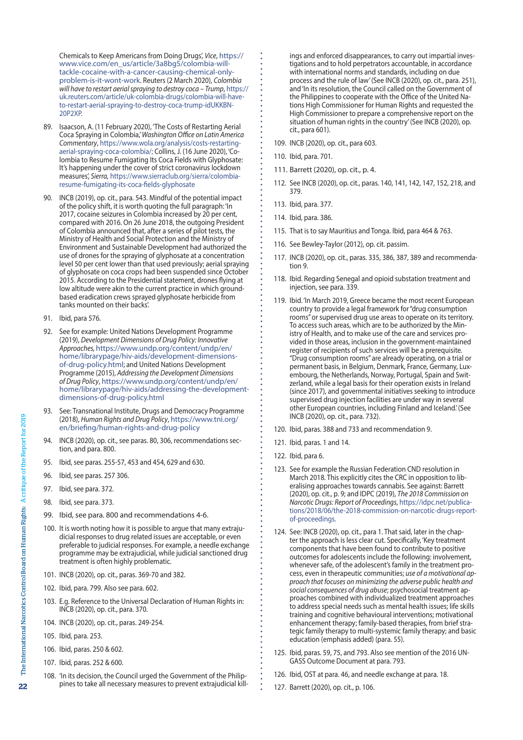Chemicals to Keep Americans from Doing Drugs', *Vice*, https://www.vice.com/en_us/article/3a8bg5/colombia-will-tackle-cocaine-with-a-cancer-causing-chemical-only-problem-is-it-wont-work. Reuters (2 March 2020), *Colombia will have to restart aerial spraying to destroy coca – Trump*, https://uk.reuters.com/article/uk-colombia-drugs/colombia-will-have-to-restart-aerial-spraying-to-destroy-coca-trump-idUKKBN-20P2XP.

89. Isaacson, A. (11 February 2020), 'The Costs of Restarting Aerial Coca Spraying in Colombia,' *Washington Office on Latin America Commentary*, https://www.wola.org/analysis/costs-restarting-aerial-spraying-coca-colombia/; Collins, J. (16 June 2020), 'Colombia to Resume Fumigating Its Coca Fields with Glyphosate: It's happening under the cover of strict coronavirus lockdown measures', *Sierra,* https://www.sierraclub.org/sierra/colombia-resume-fumigating-its-coca-fields-glyphosate

90. INCB (2019), op. cit., para. 543. Mindful of the potential impact of the policy shift, it is worth quoting the full paragraph: 'In 2017, cocaine seizures in Colombia increased by 20 per cent, compared with 2016. On 26 June 2018, the outgoing President of Colombia announced that, after a series of pilot tests, the Ministry of Health and Social Protection and the Ministry of Environment and Sustainable Development had authorized the use of drones for the spraying of glyphosate at a concentration level 50 per cent lower than that used previously; aerial spraying of glyphosate on coca crops had been suspended since October 2015. According to the Presidential statement, drones flying at low altitude were akin to the current practice in which ground-based eradication crews sprayed glyphosate herbicide from tanks mounted on their backs'.

91. Ibid, para 576.

92. See for example: United Nations Development Programme (2019), *Development Dimensions of Drug Policy: Innovative Approaches,* https://www.undp.org/content/undp/en/home/librarypage/hiv-aids/development-dimensions-of-drug-policy.html; and United Nations Development Programme (2015), *Addressing the Development Dimensions of Drug Policy*, https://www.undp.org/content/undp/en/home/librarypage/hiv-aids/addressing-the-development-dimensions-of-drug-policy.html

93. See: Transnational Institute, Drugs and Democracy Programme (2018), *Human Rights and Drug Policy*, https://www.tni.org/en/briefing/human-rights-and-drug-policy

94. INCB (2020), op. cit., see paras. 80, 306, recommendations section, and para. 800.

95. Ibid, see paras. 255-57, 453 and 454, 629 and 630.

96. Ibid, see paras. 257 306.

97. Ibid, see para. 372.

98. Ibid, see para. 373.

99. Ibid, see para. 800 and recommendations 4-6.

100. It is worth noting how it is possible to argue that many extrajudicial responses to drug related issues are acceptable, or even preferable to judicial responses. For example, a needle exchange programme may be extrajudicial, while judicial sanctioned drug treatment is often highly problematic.

101. INCB (2020), op. cit., paras. 369-70 and 382.

102. Ibid, para. 799. Also see para. 602.

103. E.g. Reference to the Universal Declaration of Human Rights in: INCB (2020), op. cit., para. 370.

104. INCB (2020), op. cit., paras. 249-254.

105. Ibid, para. 253.

106. Ibid, paras. 250 & 602.

107. Ibid, paras. 252 & 600.

108. 'In its decision, the Council urged the Government of the Philippines to take all necessary measures to prevent extrajudicial killings and enforced disappearances, to carry out impartial investigations and to hold perpetrators accountable, in accordance with international norms and standards, including on due process and the rule of law' (See INCB (2020), op. cit., para. 251), and 'In its resolution, the Council called on the Government of the Philippines to cooperate with the Office of the United Nations High Commissioner for Human Rights and requested the High Commissioner to prepare a comprehensive report on the situation of human rights in the country' (See INCB (2020), op. cit., para 601).

109. INCB (2020), op. cit., para 603.

110. Ibid, para. 701.

111. Barrett (2020), op. cit., p. 4.

112. See INCB (2020), op. cit., paras. 140, 141, 142, 147, 152, 218, and 379.

113. Ibid, para. 377.

114. Ibid, para. 386.

115. That is to say Mauritius and Tonga. Ibid, para 464 & 763.

116. See Bewley-Taylor (2012), op. cit. passim.

117. INCB (2020), op. cit., paras. 335, 386, 387, 389 and recommendation 9.

118. Ibid. Regarding Senegal and opioid substation treatment and injection, see para. 339.

119. Ibid. 'In March 2019, Greece became the most recent European country to provide a legal framework for "drug consumption rooms" or supervised drug use areas to operate on its territory. To access such areas, which are to be authorized by the Ministry of Health, and to make use of the care and services provided in those areas, inclusion in the government-maintained register of recipients of such services will be a prerequisite. "Drug consumption rooms" are already operating, on a trial or permanent basis, in Belgium, Denmark, France, Germany, Luxembourg, the Netherlands, Norway, Portugal, Spain and Switzerland, while a legal basis for their operation exists in Ireland (since 2017), and governmental initiatives seeking to introduce supervised drug injection facilities are under way in several other European countries, including Finland and Iceland.' (See INCB (2020), op. cit., para. 732).

120. Ibid, paras. 388 and 733 and recommendation 9.

121. Ibid, paras. 1 and 14.

122. Ibid, para 6.

123. See for example the Russian Federation CND resolution in March 2018. This explicitly cites the CRC in opposition to liberalising approaches towards cannabis. See against: Barrett (2020), op. cit., p. 9; and IDPC (2019), *The 2018 Commission on Narcotic Drugs: Report of Proceedings*, https://idpc.net/publications/2018/06/the-2018-commission-on-narcotic-drugs-report-of-proceedings.

124. See: INCB (2020), op. cit., para 1. That said, later in the chapter the approach is less clear cut. Specifically, 'Key treatment components that have been found to contribute to positive outcomes for adolescents include the following: involvement, whenever safe, of the adolescent's family in the treatment process, even in therapeutic communities; *use of a motivational approach that focuses on minimizing the adverse public health and social consequences of drug abuse*; psychosocial treatment approaches combined with individualized treatment approaches to address special needs such as mental health issues; life skills training and cognitive behavioural interventions; motivational enhancement therapy; family-based therapies, from brief strategic family therapy to multi-systemic family therapy; and basic education (emphasis added) (para. 55).

125. Ibid, paras. 59, 75, and 793. Also see mention of the 2016 UNGASS Outcome Document at para. 793.

126. Ibid, OST at para. 46, and needle exchange at para. 18.

127. Barrett (2020), op. cit., p. 106.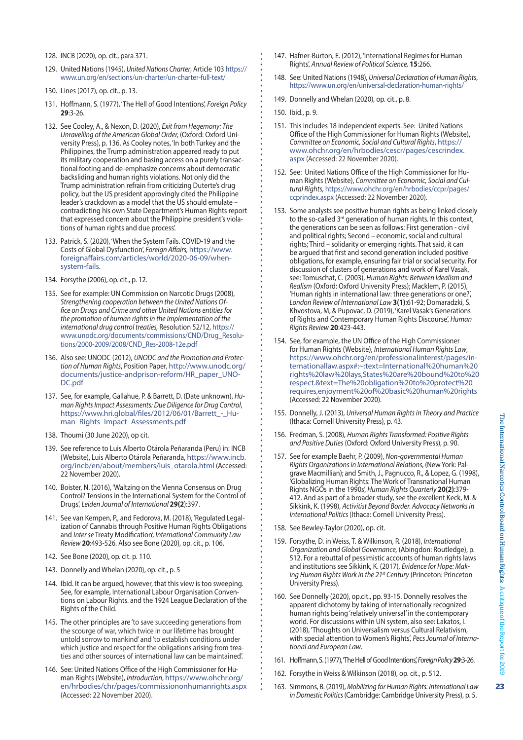128. INCB (2020), op. cit., para 371.

129. United Nations (1945), *United Nations Charter*, Article 103 https://www.un.org/en/sections/un-charter/un-charter-full-text/

130. Lines (2017), op. cit., p. 13.

131. Hoffmann, S. (1977), 'The Hell of Good Intentions', *Foreign Policy* **29**:3-26.

132. See Cooley, A., & Nexon, D. (2020), *Exit from Hegemony: The Unravelling of the American Global Order,* (Oxford: Oxford University Press), p. 136. As Cooley notes, 'In both Turkey and the Philippines, the Trump administration appeared ready to put its military cooperation and basing access on a purely transactional footing and de-emphasize concerns about democratic backsliding and human rights violations. Not only did the Trump administration refrain from criticizing Duterte's drug policy, but the US president approvingly cited the Philippine leader's crackdown as a model that the US should emulate – contradicting his own State Department's Human Rights report that expressed concern about the Philippine president's violations of human rights and due process'.

133. Patrick, S. (2020), 'When the System Fails. COVID-19 and the Costs of Global Dysfunction', *Foreign Affairs,* https://www.foreignaffairs.com/articles/world/2020-06-09/when-system-fails.

134. Forsythe (2006), op. cit., p. 12.

135. See for example: UN Commission on Narcotic Drugs (2008), *Strengthening cooperation between the United Nations Office on Drugs and Crime and other United Nations entities for the promotion of human rights in the implementation of the international drug control treaties,* Resolution 52/12, https://www.unodc.org/documents/commissions/CND/Drug_Resolutions/2000-2009/2008/CND_Res-2008-12e.pdf

136. Also see: UNODC (2012), *UNODC and the Promotion and Protection of Human Rights*, Position Paper, http://www.unodc.org/documents/justice-andprison-reform/HR_paper_UNODC.pdf

137. See, for example, Gallahue, P. & Barrett, D. (Date unknown), *Human Rights Impact Assessments: Due Diligence for Drug Control*, https://www.hri.global/files/2012/06/01/Barrett_-_Human_Rights_Impact_Assessments.pdf

138. Thoumi (30 June 2020), op cit.

139. See reference to Luis Alberto Otárola Peñaranda (Peru) in: INCB (Website), Luis Alberto Otárola Peñaranda, https://www.incb.org/incb/en/about/members/luis_otarola.html (Accessed: 22 November 2020).

140. Boister, N. (2016), 'Waltzing on the Vienna Consensus on Drug Control? Tensions in the International System for the Control of Drugs', *Leiden Journal of International* **29(2)**:397.

141. See van Kempen, P., and Fedorova, M. (2018), 'Regulated Legalization of Cannabis through Positive Human Rights Obligations and *Inter se* Treaty Modification', *International Community Law Review* **20**:493-526. Also see Bone (2020), op. cit., p. 106.

142. See Bone (2020), op. cit. p. 110.

143. Donnelly and Whelan (2020), op. cit., p. 5

144. Ibid. It can be argued, however, that this view is too sweeping. See, for example, International Labour Organisation Conventions on Labour Rights. and the 1924 League Declaration of the Rights of the Child.

145. The other principles are 'to save succeeding generations from the scourge of war, which twice in our lifetime has brought untold sorrow to mankind' and 'to establish conditions under which justice and respect for the obligations arising from treaties and other sources of international law can be maintained'.

146. See: United Nations Office of the High Commissioner for Human Rights (Website), *Introduction*, https://www.ohchr.org/en/hrbodies/chr/pages/commissiononhumanrights.aspx (Accessed: 22 November 2020).

147. Hafner-Burton, E. (2012), 'International Regimes for Human Rights', *Annual Review of Political Science,* **15**:266.

148. See: United Nations (1948), *Universal Declaration of Human Rights*, https://www.un.org/en/universal-declaration-human-rights/

149. Donnelly and Whelan (2020), op. cit., p. 8.

150. Ibid., p. 9.

151. This includes 18 independent experts. See: United Nations Office of the High Commissioner for Human Rights (Website), *Committee on Economic, Social and Cultural Rights*, https://www.ohchr.org/en/hrbodies/cescr/pages/cescrindex.aspx (Accessed: 22 November 2020).

152. See: United Nations Office of the High Commissioner for Human Rights (Website), *Committee on Economic, Social and Cultural Rights*, https://www.ohchr.org/en/hrbodies/ccpr/pages/ccprindex.aspx (Accessed: 22 November 2020).

153. Some analysts see positive human rights as being linked closely to the so-called 3rd generation of human rights. In this context, the generations can be seen as follows: First generation - civil and political rights; Second – economic, social and cultural rights; Third – solidarity or emerging rights. That said, it can be argued that first and second generation included positive obligations, for example, ensuring fair trial or social security. For discussion of clusters of generations and work of Karel Vasak, see: Tomuschat, C. (2003), *Human Rights: Between Idealism and Realism* (Oxford: Oxford University Press); Macklem, P. (2015), 'Human rights in international law: three generations or one?', *London Review of International Law* **3(1)**:61-92; Domaradzki, S. Khvostova, M, & Pupovac, D. (2019), 'Karel Vasak's Generations of Rights and Contemporary Human Rights Discourse', *Human Rights Review* **20**:423-443.

154. See, for example, the UN Office of the High Commissioner for Human Rights (Website), *International Human Rights Law*, https://www.ohchr.org/en/professionalinterest/pages/internationallaw.aspx#:~:text=International%20human%20rights%20law%20lays,States%20are%20bound%20to%20respect.&text=The%20obligation%20to%20protect%20requires,enjoyment%20of%20basic%20human%20rights (Accessed: 22 November 2020).

155. Donnelly, J. (2013), *Universal Human Rights in Theory and Practice* (Ithaca: Cornell University Press), p. 43.

156. Fredman, S. (2008), *Human Rights Transformed: Positive Rights and Positive Duties* (Oxford: Oxford University Press), p. 90.

157. See for example Baehr, P. (2009), *Non-governmental Human Rights Organizations in International Relations,* (New York: Palgrave Macmillan); and Smith, J., Pagnucco, R., & Lopez, G. (1998), 'Globalizing Human Rights: The Work of Transnational Human Rights NGOs in the 1990s', *Human Rights Quarterly* **20(2)**:379-412. And as part of a broader study, see the excellent Keck, M. & Sikkink, K. (1998), *Activitist Beyond Border. Advocacy Networks in International Politics* (Ithaca: Cornell University Press).

158. See Bewley-Taylor (2020), op. cit.

159. Forsythe, D. in Weiss, T. & Wilkinson, R. (2018), *International Organization and Global Governance,* (Abingdon: Routledge), p. 512. For a rebuttal of pessimistic accounts of human rights laws and institutions see Sikkink, K. (2017), *Evidence for Hope: Making Human Rights Work in the 21st Century* (Princeton: Princeton University Press).

160. See Donnelly (2020), op.cit., pp. 93-15. Donnelly resolves the apparent dichotomy by taking of internationally recognized human rights being 'relatively universal' in the contemporary world. For discussions within UN system, also see: Lakatos, I. (2018), 'Thoughts on Universalism versus Cultural Relativism, with special attention to Women's Rights', *Pecs Journal of International and European Law*.

161. Hoffmann, S. (1977), 'The Hell of Good Intentions', *Foreign Policy* **29**:3-26.

162. Forsythe in Weiss & Wilkinson (2018), op. cit., p. 512.

163. Simmons, B. (2019), *Mobilizing for Human Rights. International Law in Domestic Politics* (Cambridge: Cambridge University Press), p. 5.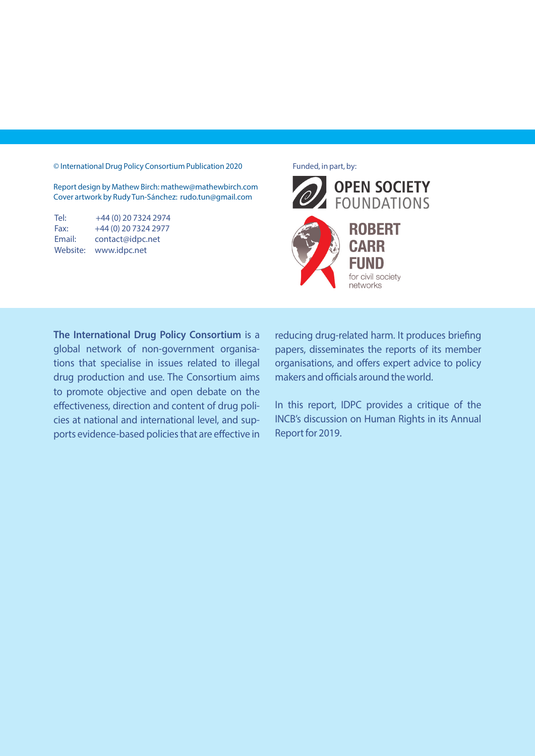© International Drug Policy Consortium Publication 2020

Report design by Mathew Birch: mathew@mathewbirch.com
Cover artwork by Rudy Tun-Sánchez: rudo.tun@gmail.com

| | |
|---|---|
| Tel: | +44 (0) 20 7324 2974 |
| Fax: | +44 (0) 20 7324 2977 |
| Email: | contact@idpc.net |
| Website: | www.idpc.net |

Funded, in part, by:

OPEN SOCIETY FOUNDATIONS

ROBERT CARR FUND for civil society networks

**The International Drug Policy Consortium** is a global network of non-government organisations that specialise in issues related to illegal drug production and use. The Consortium aims to promote objective and open debate on the effectiveness, direction and content of drug policies at national and international level, and supports evidence-based policies that are effective in reducing drug-related harm. It produces briefing papers, disseminates the reports of its member organisations, and offers expert advice to policy makers and officials around the world.

In this report, IDPC provides a critique of the INCB's discussion on Human Rights in its Annual Report for 2019.